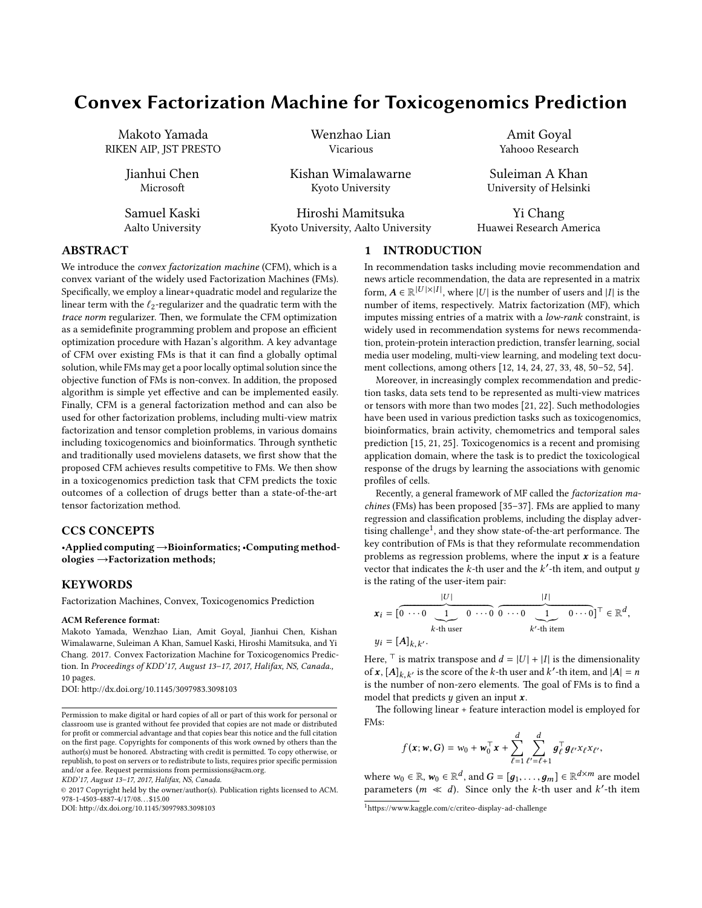# Convex Factorization Machine for Toxicogenomics Prediction

Makoto Yamada
RIKEN AIP, JST PRESTO

Wenzhao Lian
Vicarious

Amit Goyal
Yahooo Research

Jianhui Chen
Microsoft

Kishan Wimalawarne
Kyoto University

Suleiman A Khan
University of Helsinki

Samuel Kaski
Aalto University

Hiroshi Mamitsuka
Kyoto University, Aalto University

Yi Chang
Huawei Research America

## ABSTRACT

We introduce the *convex factorization machine* (CFM), which is a convex variant of the widely used Factorization Machines (FMs). Specifically, we employ a linear+quadratic model and regularize the linear term with the $\ell_2$-regularizer and the quadratic term with the *trace norm* regularizer. Then, we formulate the CFM optimization as a semidefinite programming problem and propose an efficient optimization procedure with Hazan's algorithm. A key advantage of CFM over existing FMs is that it can find a globally optimal solution, while FMs may get a poor locally optimal solution since the objective function of FMs is non-convex. In addition, the proposed algorithm is simple yet effective and can be implemented easily. Finally, CFM is a general factorization method and can also be used for other factorization problems, including multi-view matrix factorization and tensor completion problems, in various domains including toxicogenomics and bioinformatics. Through synthetic and traditionally used movielens datasets, we first show that the proposed CFM achieves results competitive to FMs. We then show in a toxicogenomics prediction task that CFM predicts the toxic outcomes of a collection of drugs better than a state-of-the-art tensor factorization method.

## CCS CONCEPTS

**•Applied computing →Bioinformatics; •Computing methodologies →Factorization methods;**

## KEYWORDS

Factorization Machines, Convex, Toxicogenomics Prediction

**ACM Reference format:**
Makoto Yamada, Wenzhao Lian, Amit Goyal, Jianhui Chen, Kishan Wimalawarne, Suleiman A Khan, Samuel Kaski, Hiroshi Mamitsuka, and Yi Chang. 2017. Convex Factorization Machine for Toxicogenomics Prediction. In *Proceedings of KDD'17, August 13–17, 2017, Halifax, NS, Canada.,* 10 pages.
DOI: http://dx.doi.org/10.1145/3097983.3098103

Permission to make digital or hard copies of all or part of this work for personal or classroom use is granted without fee provided that copies are not made or distributed for profit or commercial advantage and that copies bear this notice and the full citation on the first page. Copyrights for components of this work owned by others than the author(s) must be honored. Abstracting with credit is permitted. To copy otherwise, or republish, to post on servers or to redistribute to lists, requires prior specific permission and/or a fee. Request permissions from permissions@acm.org.
*KDD'17, August 13–17, 2017, Halifax, NS, Canada.*
© 2017 Copyright held by the owner/author(s). Publication rights licensed to ACM. 978-1-4503-4887-4/17/08…$15.00
DOI: http://dx.doi.org/10.1145/3097983.3098103

## 1 INTRODUCTION

In recommendation tasks including movie recommendation and news article recommendation, the data are represented in a matrix form, $\boldsymbol{A} \in \mathbb{R}^{|U|\times|I|}$, where $|U|$ is the number of users and $|I|$ is the number of items, respectively. Matrix factorization (MF), which imputes missing entries of a matrix with a *low-rank* constraint, is widely used in recommendation systems for news recommendation, protein-protein interaction prediction, transfer learning, social media user modeling, multi-view learning, and modeling text document collections, among others [12, 14, 24, 27, 33, 48, 50–52, 54].

Moreover, in increasingly complex recommendation and prediction tasks, data sets tend to be represented as multi-view matrices or tensors with more than two modes [21, 22]. Such methodologies have been used in various prediction tasks such as toxicogenomics, bioinformatics, brain activity, chemometrics and temporal sales prediction [15, 21, 25]. Toxicogenomics is a recent and promising application domain, where the task is to predict the toxicological response of the drugs by learning the associations with genomic profiles of cells.

Recently, a general framework of MF called the *factorization machines* (FMs) has been proposed [35–37]. FMs are applied to many regression and classification problems, including the display advertising challenge[1], and they show state-of-the-art performance. The key contribution of FMs is that they reformulate recommendation problems as regression problems, where the input $\boldsymbol{x}$ is a feature vector that indicates the $k$-th user and the $k'$-th item, and output $y$ is the rating of the user-item pair:

$$
\boldsymbol{x}_i = [\overbrace{0 \cdots 0 \underbrace{1}_{k\text{-th user}} 0 \cdots 0}^{|U|} \overbrace{0 \cdots 0 \underbrace{1}_{k'\text{-th item}} 0 \cdots 0}^{|I|}]^\top \in \mathbb{R}^d,
$$

$$
y_i = [\boldsymbol{A}]_{k,k'}.
$$

Here, $^\top$ is matrix transpose and $d = |U| + |I|$ is the dimensionality of $\boldsymbol{x}$, $[\boldsymbol{A}]_{k,k'}$ is the score of the $k$-th user and $k'$-th item, and $|\boldsymbol{A}| = n$ is the number of non-zero elements. The goal of FMs is to find a model that predicts $y$ given an input $\boldsymbol{x}$.

The following linear + feature interaction model is employed for FMs:

$$
f(\boldsymbol{x}; \boldsymbol{w}, \boldsymbol{G}) = w_0 + \boldsymbol{w}_0^\top \boldsymbol{x} + \sum_{\ell=1}^{d} \sum_{\ell'=\ell+1}^{d} \boldsymbol{g}_\ell^\top \boldsymbol{g}_{\ell'} x_\ell x_{\ell'},
$$

where $w_0 \in \mathbb{R}$, $\boldsymbol{w}_0 \in \mathbb{R}^d$, and $\boldsymbol{G} = [\boldsymbol{g}_1, \ldots, \boldsymbol{g}_m] \in \mathbb{R}^{d\times m}$ are model parameters ($m \ll d$). Since only the $k$-th user and $k'$-th item

[1] https://www.kaggle.com/c/criteo-display-ad-challenge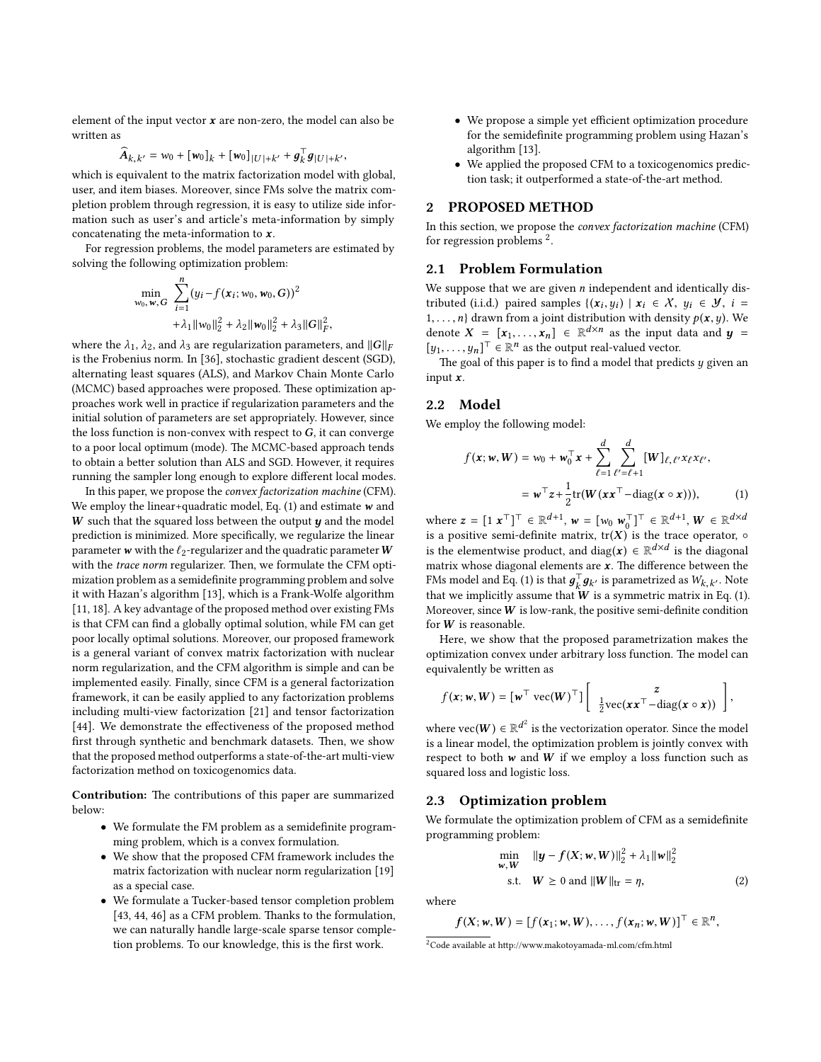element of the input vector $\boldsymbol{x}$ are non-zero, the model can also be written as

$$\widehat{\boldsymbol{A}}_{k,k'} = w_0 + [\boldsymbol{w}_0]_k + [\boldsymbol{w}_0]_{|U|+k'} + \boldsymbol{g}_k^\top \boldsymbol{g}_{|U|+k'},$$

which is equivalent to the matrix factorization model with global, user, and item biases. Moreover, since FMs solve the matrix completion problem through regression, it is easy to utilize side information such as user's and article's meta-information by simply concatenating the meta-information to $\boldsymbol{x}$.

For regression problems, the model parameters are estimated by solving the following optimization problem:

$$\min_{w_0, \boldsymbol{w}, \boldsymbol{G}} \sum_{i=1}^{n} (y_i - f(\boldsymbol{x}_i; w_0, \boldsymbol{w}_0, \boldsymbol{G}))^2 + \lambda_1 \|w_0\|_2^2 + \lambda_2 \|\boldsymbol{w}_0\|_2^2 + \lambda_3 \|\boldsymbol{G}\|_F^2,$$

where the $\lambda_1$, $\lambda_2$, and $\lambda_3$ are regularization parameters, and $\|\boldsymbol{G}\|_F$ is the Frobenius norm. In [36], stochastic gradient descent (SGD), alternating least squares (ALS), and Markov Chain Monte Carlo (MCMC) based approaches were proposed. These optimization approaches work well in practice if regularization parameters and the initial solution of parameters are set appropriately. However, since the loss function is non-convex with respect to $\boldsymbol{G}$, it can converge to a poor local optimum (mode). The MCMC-based approach tends to obtain a better solution than ALS and SGD. However, it requires running the sampler long enough to explore different local modes.

In this paper, we propose the *convex factorization machine* (CFM). We employ the linear+quadratic model, Eq. (1) and estimate $\boldsymbol{w}$ and $\boldsymbol{W}$ such that the squared loss between the output $\boldsymbol{y}$ and the model prediction is minimized. More specifically, we regularize the linear parameter $\boldsymbol{w}$ with the $\ell_2$-regularizer and the quadratic parameter $\boldsymbol{W}$ with the *trace norm* regularizer. Then, we formulate the CFM optimization problem as a semidefinite programming problem and solve it with Hazan's algorithm [13], which is a Frank-Wolfe algorithm [11, 18]. A key advantage of the proposed method over existing FMs is that CFM can find a globally optimal solution, while FM can get poor locally optimal solutions. Moreover, our proposed framework is a general variant of convex matrix factorization with nuclear norm regularization, and the CFM algorithm is simple and can be implemented easily. Finally, since CFM is a general factorization framework, it can be easily applied to any factorization problems including multi-view factorization [21] and tensor factorization [44]. We demonstrate the effectiveness of the proposed method first through synthetic and benchmark datasets. Then, we show that the proposed method outperforms a state-of-the-art multi-view factorization method on toxicogenomics data.

**Contribution:** The contributions of this paper are summarized below:

- We formulate the FM problem as a semidefinite programming problem, which is a convex formulation.
- We show that the proposed CFM framework includes the matrix factorization with nuclear norm regularization [19] as a special case.
- We formulate a Tucker-based tensor completion problem [43, 44, 46] as a CFM problem. Thanks to the formulation, we can naturally handle large-scale sparse tensor completion problems. To our knowledge, this is the first work.
- We propose a simple yet efficient optimization procedure for the semidefinite programming problem using Hazan's algorithm [13].
- We applied the proposed CFM to a toxicogenomics prediction task; it outperformed a state-of-the-art method.

## 2 PROPOSED METHOD

In this section, we propose the *convex factorization machine* (CFM) for regression problems [2].

### 2.1 Problem Formulation

We suppose that we are given $n$ independent and identically distributed (i.i.d.) paired samples $\{(\boldsymbol{x}_i, y_i) \mid \boldsymbol{x}_i \in \mathcal{X}, y_i \in \mathcal{Y}, i = 1, \ldots, n\}$ drawn from a joint distribution with density $p(\boldsymbol{x}, y)$. We denote $\boldsymbol{X} = [\boldsymbol{x}_1, \ldots, \boldsymbol{x}_n] \in \mathbb{R}^{d \times n}$ as the input data and $\boldsymbol{y} = [y_1, \ldots, y_n]^\top \in \mathbb{R}^n$ as the output real-valued vector.

The goal of this paper is to find a model that predicts $y$ given an input $\boldsymbol{x}$.

### 2.2 Model

We employ the following model:

$$\begin{aligned} f(\boldsymbol{x}; \boldsymbol{w}, \boldsymbol{W}) &= w_0 + \boldsymbol{w}_0^\top \boldsymbol{x} + \sum_{\ell=1}^{d} \sum_{\ell'=\ell+1}^{d} [\boldsymbol{W}]_{\ell,\ell'} x_\ell x_{\ell'}, \\ &= \boldsymbol{w}^\top \boldsymbol{z} + \frac{1}{2} \mathrm{tr}(\boldsymbol{W}(\boldsymbol{x}\boldsymbol{x}^\top - \mathrm{diag}(\boldsymbol{x} \circ \boldsymbol{x}))), \end{aligned} \tag{1}$$

where $\boldsymbol{z} = [1 \; \boldsymbol{x}^\top]^\top \in \mathbb{R}^{d+1}$, $\boldsymbol{w} = [w_0 \; \boldsymbol{w}_0^\top]^\top \in \mathbb{R}^{d+1}$, $\boldsymbol{W} \in \mathbb{R}^{d \times d}$ is a positive semi-definite matrix, $\mathrm{tr}(\boldsymbol{X})$ is the trace operator, $\circ$ is the elementwise product, and $\mathrm{diag}(\boldsymbol{x}) \in \mathbb{R}^{d \times d}$ is the diagonal matrix whose diagonal elements are $\boldsymbol{x}$. The difference between the FMs model and Eq. (1) is that $\boldsymbol{g}_k^\top \boldsymbol{g}_{k'}$ is parametrized as $W_{k,k'}$. Note that we implicitly assume that $\boldsymbol{W}$ is a symmetric matrix in Eq. (1). Moreover, since $\boldsymbol{W}$ is low-rank, the positive semi-definite condition for $\boldsymbol{W}$ is reasonable.

Here, we show that the proposed parametrization makes the optimization convex under arbitrary loss function. The model can equivalently be written as

$$f(\boldsymbol{x}; \boldsymbol{w}, \boldsymbol{W}) = [\boldsymbol{w}^\top \; \mathrm{vec}(\boldsymbol{W})^\top] \begin{bmatrix} \boldsymbol{z} \\ \frac{1}{2}\mathrm{vec}(\boldsymbol{x}\boldsymbol{x}^\top - \mathrm{diag}(\boldsymbol{x} \circ \boldsymbol{x})) \end{bmatrix},$$

where $\mathrm{vec}(\boldsymbol{W}) \in \mathbb{R}^{d^2}$ is the vectorization operator. Since the model is a linear model, the optimization problem is jointly convex with respect to both $\boldsymbol{w}$ and $\boldsymbol{W}$ if we employ a loss function such as squared loss and logistic loss.

### 2.3 Optimization problem

We formulate the optimization problem of CFM as a semidefinite programming problem:

$$\begin{aligned} \min_{\boldsymbol{w}, \boldsymbol{W}} \quad & \|\boldsymbol{y} - \boldsymbol{f}(X; \boldsymbol{w}, \boldsymbol{W})\|_2^2 + \lambda_1 \|\boldsymbol{w}\|_2^2 \\ \text{s.t.} \quad & \boldsymbol{W} \succeq 0 \text{ and } \|\boldsymbol{W}\|_{\mathrm{tr}} = \eta, \end{aligned} \tag{2}$$

where

$$\boldsymbol{f}(X; \boldsymbol{w}, \boldsymbol{W}) = [f(\boldsymbol{x}_1; \boldsymbol{w}, \boldsymbol{W}), \ldots, f(\boldsymbol{x}_n; \boldsymbol{w}, \boldsymbol{W})]^\top \in \mathbb{R}^n,$$

[2] Code available at http://www.makotoyamada-ml.com/cfm.html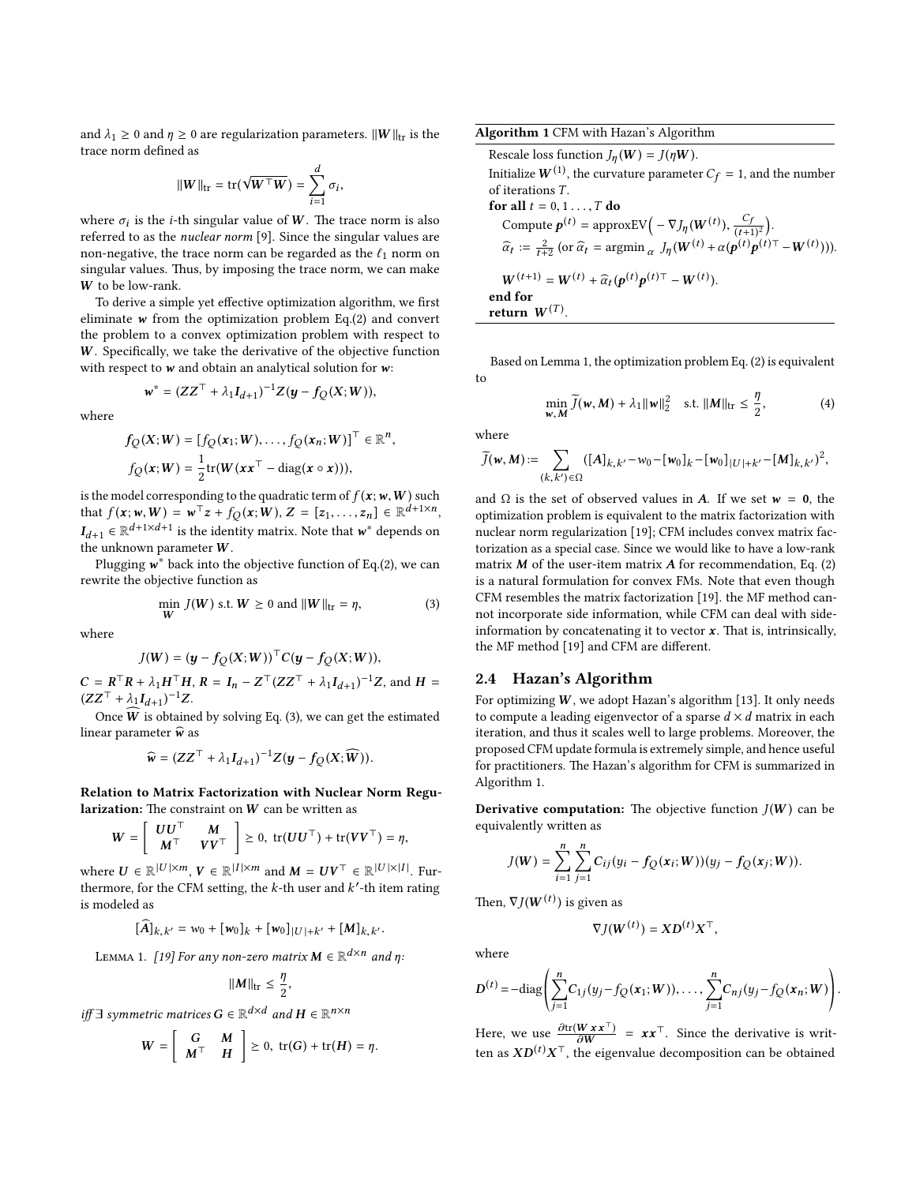and $\lambda_1 \geq 0$ and $\eta \geq 0$ are regularization parameters. $\|\boldsymbol{W}\|_{\text{tr}}$ is the trace norm defined as

$$\|\boldsymbol{W}\|_{\text{tr}} = \text{tr}(\sqrt{\boldsymbol{W}^\top \boldsymbol{W}}) = \sum_{i=1}^{d} \sigma_i,$$

where $\sigma_i$ is the $i$-th singular value of $\boldsymbol{W}$. The trace norm is also referred to as the *nuclear norm* [9]. Since the singular values are non-negative, the trace norm can be regarded as the $\ell_1$ norm on singular values. Thus, by imposing the trace norm, we can make $\boldsymbol{W}$ to be low-rank.

To derive a simple yet effective optimization algorithm, we first eliminate $\boldsymbol{w}$ from the optimization problem Eq.(2) and convert the problem to a convex optimization problem with respect to $\boldsymbol{W}$. Specifically, we take the derivative of the objective function with respect to $\boldsymbol{w}$ and obtain an analytical solution for $\boldsymbol{w}$:

$$\boldsymbol{w}^* = (\boldsymbol{Z}\boldsymbol{Z}^\top + \lambda_1 \boldsymbol{I}_{d+1})^{-1}\boldsymbol{Z}(\boldsymbol{y} - \boldsymbol{f}_Q(\boldsymbol{X}; \boldsymbol{W})),$$

where

$$\boldsymbol{f}_Q(\boldsymbol{X}; \boldsymbol{W}) = [f_Q(\boldsymbol{x}_1; \boldsymbol{W}), \ldots, f_Q(\boldsymbol{x}_n; \boldsymbol{W})]^\top \in \mathbb{R}^n,$$

$$f_Q(\boldsymbol{x}; \boldsymbol{W}) = \frac{1}{2}\text{tr}(\boldsymbol{W}(\boldsymbol{x}\boldsymbol{x}^\top - \text{diag}(\boldsymbol{x} \circ \boldsymbol{x}))),$$

is the model corresponding to the quadratic term of $f(\boldsymbol{x}; \boldsymbol{w}, \boldsymbol{W})$ such that $f(\boldsymbol{x}; \boldsymbol{w}, \boldsymbol{W}) = \boldsymbol{w}^\top \boldsymbol{z} + f_Q(\boldsymbol{x}; \boldsymbol{W})$, $\boldsymbol{Z} = [\boldsymbol{z}_1, \ldots, \boldsymbol{z}_n] \in \mathbb{R}^{d+1 \times n}$, $\boldsymbol{I}_{d+1} \in \mathbb{R}^{d+1 \times d+1}$ is the identity matrix. Note that $\boldsymbol{w}^*$ depends on the unknown parameter $\boldsymbol{W}$.

Plugging $\boldsymbol{w}^*$ back into the objective function of Eq.(2), we can rewrite the objective function as

$$\min_{\boldsymbol{W}} J(\boldsymbol{W}) \text{ s.t. } \boldsymbol{W} \geq 0 \text{ and } \|\boldsymbol{W}\|_{\text{tr}} = \eta, \tag{3}$$

where

$$J(\boldsymbol{W}) = (\boldsymbol{y} - \boldsymbol{f}_Q(\boldsymbol{X}; \boldsymbol{W}))^\top \boldsymbol{C}(\boldsymbol{y} - \boldsymbol{f}_Q(\boldsymbol{X}; \boldsymbol{W})),$$

$\boldsymbol{C} = \boldsymbol{R}^\top \boldsymbol{R} + \lambda_1 \boldsymbol{H}^\top \boldsymbol{H}$, $\boldsymbol{R} = \boldsymbol{I}_n - \boldsymbol{Z}^\top(\boldsymbol{Z}\boldsymbol{Z}^\top + \lambda_1 \boldsymbol{I}_{d+1})^{-1}\boldsymbol{Z}$, and $\boldsymbol{H} = (\boldsymbol{Z}\boldsymbol{Z}^\top + \lambda_1 \boldsymbol{I}_{d+1})^{-1}\boldsymbol{Z}$.

Once $\widehat{\boldsymbol{W}}$ is obtained by solving Eq. (3), we can get the estimated linear parameter $\widehat{\boldsymbol{w}}$ as

$$\widehat{\boldsymbol{w}} = (\boldsymbol{Z}\boldsymbol{Z}^\top + \lambda_1 \boldsymbol{I}_{d+1})^{-1}\boldsymbol{Z}(\boldsymbol{y} - \boldsymbol{f}_Q(\boldsymbol{X}; \widehat{\boldsymbol{W}})).$$

**Relation to Matrix Factorization with Nuclear Norm Regularization:** The constraint on $\boldsymbol{W}$ can be written as

$$\boldsymbol{W} = \begin{bmatrix} \boldsymbol{U}\boldsymbol{U}^\top & \boldsymbol{M} \\ \boldsymbol{M}^\top & \boldsymbol{V}\boldsymbol{V}^\top \end{bmatrix} \geq 0, \ \text{tr}(\boldsymbol{U}\boldsymbol{U}^\top) + \text{tr}(\boldsymbol{V}\boldsymbol{V}^\top) = \eta,$$

where $\boldsymbol{U} \in \mathbb{R}^{|U| \times m}$, $\boldsymbol{V} \in \mathbb{R}^{|I| \times m}$ and $\boldsymbol{M} = \boldsymbol{U}\boldsymbol{V}^\top \in \mathbb{R}^{|U| \times |I|}$. Furthermore, for the CFM setting, the $k$-th user and $k'$-th item rating is modeled as

$$[\widehat{\boldsymbol{A}}]_{k,k'} = w_0 + [\boldsymbol{w}_0]_k + [\boldsymbol{w}_0]_{|U|+k'} + [\boldsymbol{M}]_{k,k'}.$$

Lemma 1. *[19] For any non-zero matrix $\boldsymbol{M} \in \mathbb{R}^{d \times n}$ and $\eta$:*

$$\|\boldsymbol{M}\|_{\text{tr}} \leq \frac{\eta}{2},$$

*iff $\exists$ symmetric matrices $\boldsymbol{G} \in \mathbb{R}^{d \times d}$ and $\boldsymbol{H} \in \mathbb{R}^{n \times n}$*

$$\boldsymbol{W} = \begin{bmatrix} \boldsymbol{G} & \boldsymbol{M} \\ \boldsymbol{M}^\top & \boldsymbol{H} \end{bmatrix} \geq 0, \ \text{tr}(\boldsymbol{G}) + \text{tr}(\boldsymbol{H}) = \eta.$$

**Algorithm 1** CFM with Hazan's Algorithm

```
Rescale loss function J_η(W) = J(ηW).
Initialize W^(1), the curvature parameter C_f = 1, and the number of iterations T.
for all t = 0, 1 ..., T do
    Compute p^(t) = approxEV( − ∇J_η(W^(t)), C_f/(t+1)^2 ).
    α̂_t := 2/(t+2) (or α̂_t = argmin_α J_η(W^(t) + α(p^(t) p^(t)⊤ − W^(t)))).
    W^(t+1) = W^(t) + α̂_t (p^(t) p^(t)⊤ − W^(t)).
end for
return W^(T).
```

Based on Lemma 1, the optimization problem Eq. (2) is equivalent to

$$\min_{\boldsymbol{w}, \boldsymbol{M}} \widetilde{J}(\boldsymbol{w}, \boldsymbol{M}) + \lambda_1 \|\boldsymbol{w}\|_2^2 \quad \text{s.t. } \|\boldsymbol{M}\|_{\text{tr}} \leq \frac{\eta}{2}, \tag{4}$$

where

$$\widetilde{J}(\boldsymbol{w}, \boldsymbol{M}) := \sum_{(k,k') \in \Omega} ([\boldsymbol{A}]_{k,k'} - w_0 - [\boldsymbol{w}_0]_k - [\boldsymbol{w}_0]_{|U|+k'} - [\boldsymbol{M}]_{k,k'})^2,$$

and $\Omega$ is the set of observed values in $\boldsymbol{A}$. If we set $\boldsymbol{w} = \boldsymbol{0}$, the optimization problem is equivalent to the matrix factorization with nuclear norm regularization [19]; CFM includes convex matrix factorization as a special case. Since we would like to have a low-rank matrix $\boldsymbol{M}$ of the user-item matrix $\boldsymbol{A}$ for recommendation, Eq. (2) is a natural formulation for convex FMs. Note that even though CFM resembles the matrix factorization [19]. the MF method cannot incorporate side information, while CFM can deal with side-information by concatenating it to vector $\boldsymbol{x}$. That is, intrinsically, the MF method [19] and CFM are different.

## 2.4 Hazan's Algorithm

For optimizing $\boldsymbol{W}$, we adopt Hazan's algorithm [13]. It only needs to compute a leading eigenvector of a sparse $d \times d$ matrix in each iteration, and thus it scales well to large problems. Moreover, the proposed CFM update formula is extremely simple, and hence useful for practitioners. The Hazan's algorithm for CFM is summarized in Algorithm 1.

**Derivative computation:** The objective function $J(\boldsymbol{W})$ can be equivalently written as

$$J(\boldsymbol{W}) = \sum_{i=1}^{n}\sum_{j=1}^{n} C_{ij}(y_i - f_Q(\boldsymbol{x}_i; \boldsymbol{W}))(y_j - f_Q(\boldsymbol{x}_j; \boldsymbol{W})).$$

Then, $\nabla J(\boldsymbol{W}^{(t)})$ is given as

$$\nabla J(\boldsymbol{W}^{(t)}) = \boldsymbol{X}\boldsymbol{D}^{(t)}\boldsymbol{X}^\top,$$

where

$$\boldsymbol{D}^{(t)} = -\text{diag}\left(\sum_{j=1}^{n} C_{1j}(y_j - f_Q(\boldsymbol{x}_1; \boldsymbol{W})), \ldots, \sum_{j=1}^{n} C_{nj}(y_j - f_Q(\boldsymbol{x}_n; \boldsymbol{W})\right).$$

Here, we use $\frac{\partial \text{tr}(\boldsymbol{W}\boldsymbol{x}\boldsymbol{x}^\top)}{\partial \boldsymbol{W}} = \boldsymbol{x}\boldsymbol{x}^\top$. Since the derivative is written as $\boldsymbol{X}\boldsymbol{D}^{(t)}\boldsymbol{X}^\top$, the eigenvalue decomposition can be obtained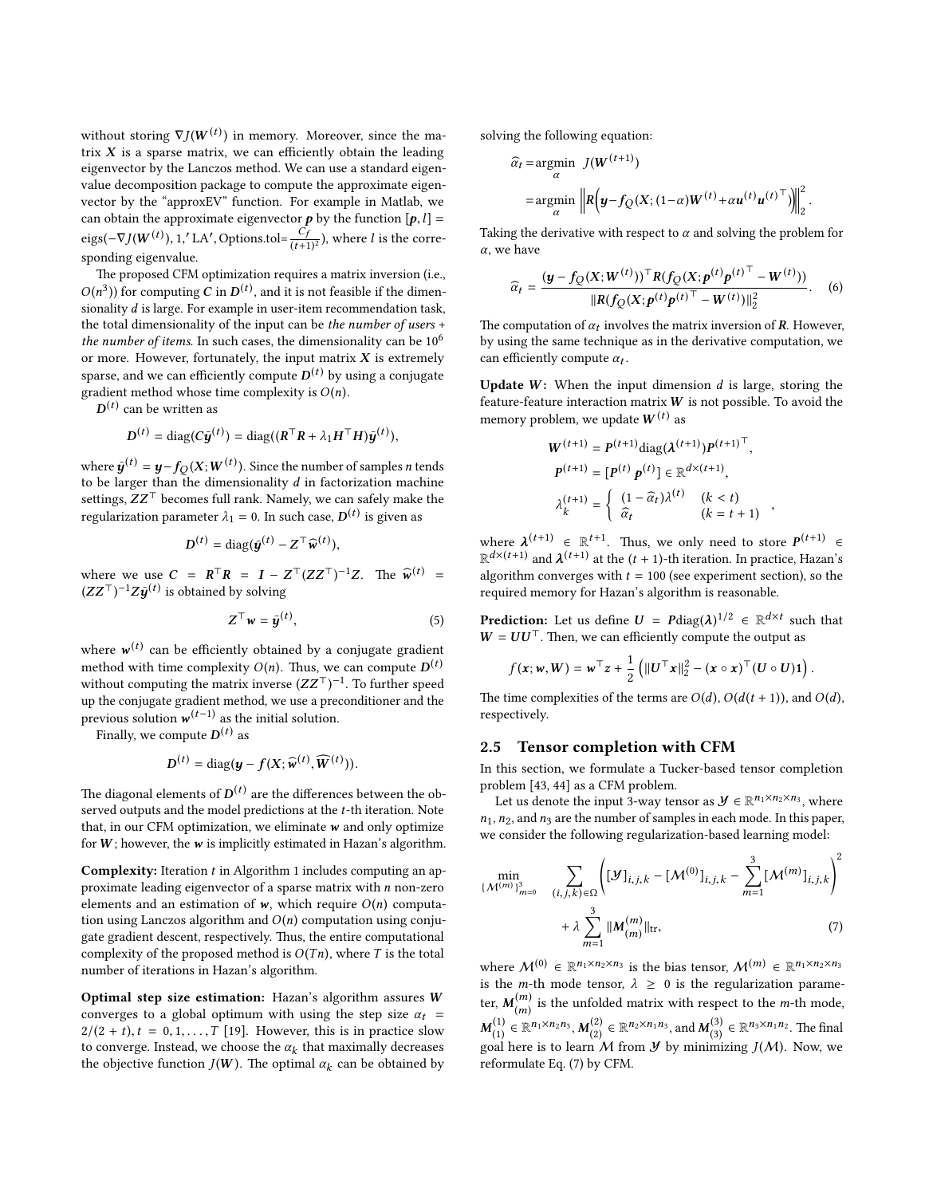without storing $\nabla J(\boldsymbol{W}^{(t)})$ in memory. Moreover, since the matrix $\boldsymbol{X}$ is a sparse matrix, we can efficiently obtain the leading eigenvector by the Lanczos method. We can use a standard eigenvalue decomposition package to compute the approximate eigenvector by the "approxEV" function. For example in Matlab, we can obtain the approximate eigenvector $\boldsymbol{p}$ by the function $[\boldsymbol{p}, l] = \text{eigs}(-\nabla J(\boldsymbol{W}^{(t)}), 1, \text{'LA'}, \text{Options.tol}=\frac{C_f}{(t+1)^2})$, where $l$ is the corresponding eigenvalue.

The proposed CFM optimization requires a matrix inversion (i.e., $O(n^3)$) for computing $\boldsymbol{C}$ in $\boldsymbol{D}^{(t)}$, and it is not feasible if the dimensionality $d$ is large. For example in user-item recommendation task, the total dimensionality of the input can be *the number of users + the number of items*. In such cases, the dimensionality can be $10^6$ or more. However, fortunately, the input matrix $\boldsymbol{X}$ is extremely sparse, and we can efficiently compute $\boldsymbol{D}^{(t)}$ by using a conjugate gradient method whose time complexity is $O(n)$.

$\boldsymbol{D}^{(t)}$ can be written as

$$\boldsymbol{D}^{(t)} = \text{diag}(\boldsymbol{C}\bar{\boldsymbol{y}}^{(t)}) = \text{diag}((\boldsymbol{R}^\top \boldsymbol{R} + \lambda_1 \boldsymbol{H}^\top \boldsymbol{H})\bar{\boldsymbol{y}}^{(t)}),$$

where $\bar{\boldsymbol{y}}^{(t)} = \boldsymbol{y} - f_Q(\boldsymbol{X}; \boldsymbol{W}^{(t)})$. Since the number of samples $n$ tends to be larger than the dimensionality $d$ in factorization machine settings, $\boldsymbol{Z}\boldsymbol{Z}^\top$ becomes full rank. Namely, we can safely make the regularization parameter $\lambda_1 = 0$. In such case, $\boldsymbol{D}^{(t)}$ is given as

$$\boldsymbol{D}^{(t)} = \text{diag}(\bar{\boldsymbol{y}}^{(t)} - \boldsymbol{Z}^\top \widehat{\boldsymbol{w}}^{(t)}),$$

where we use $\boldsymbol{C} = \boldsymbol{R}^\top \boldsymbol{R} = \boldsymbol{I} - \boldsymbol{Z}^\top (\boldsymbol{Z}\boldsymbol{Z}^\top)^{-1}\boldsymbol{Z}$. The $\widehat{\boldsymbol{w}}^{(t)} = (\boldsymbol{Z}\boldsymbol{Z}^\top)^{-1}\boldsymbol{Z}\bar{\boldsymbol{y}}^{(t)}$ is obtained by solving

$$\boldsymbol{Z}^\top \boldsymbol{w} = \bar{\boldsymbol{y}}^{(t)}, \tag{5}$$

where $\boldsymbol{w}^{(t)}$ can be efficiently obtained by a conjugate gradient method with time complexity $O(n)$. Thus, we can compute $\boldsymbol{D}^{(t)}$ without computing the matrix inverse $(\boldsymbol{Z}\boldsymbol{Z}^\top)^{-1}$. To further speed up the conjugate gradient method, we use a preconditioner and the previous solution $\boldsymbol{w}^{(t-1)}$ as the initial solution.

Finally, we compute $\boldsymbol{D}^{(t)}$ as

$$\boldsymbol{D}^{(t)} = \text{diag}(\boldsymbol{y} - f(\boldsymbol{X}; \widehat{\boldsymbol{w}}^{(t)}, \widehat{\boldsymbol{W}}^{(t)})).$$

The diagonal elements of $\boldsymbol{D}^{(t)}$ are the differences between the observed outputs and the model predictions at the $t$-th iteration. Note that, in our CFM optimization, we eliminate $\boldsymbol{w}$ and only optimize for $\boldsymbol{W}$; however, the $\boldsymbol{w}$ is implicitly estimated in Hazan's algorithm.

**Complexity:** Iteration $t$ in Algorithm 1 includes computing an approximate leading eigenvector of a sparse matrix with $n$ non-zero elements and an estimation of $\boldsymbol{w}$, which require $O(n)$ computation using Lanczos algorithm and $O(n)$ computation using conjugate gradient descent, respectively. Thus, the entire computational complexity of the proposed method is $O(Tn)$, where $T$ is the total number of iterations in Hazan's algorithm.

**Optimal step size estimation:** Hazan's algorithm assures $\boldsymbol{W}$ converges to a global optimum with using the step size $\alpha_t = 2/(2+t), t = 0, 1, \ldots, T$ [19]. However, this is in practice slow to converge. Instead, we choose the $\alpha_k$ that maximally decreases the objective function $J(\boldsymbol{W})$. The optimal $\alpha_k$ can be obtained by solving the following equation:

$$\begin{aligned}
\widehat{\alpha}_t &= \underset{\alpha}{\text{argmin}} \;\; J(\boldsymbol{W}^{(t+1)}) \\
&= \underset{\alpha}{\text{argmin}} \;\; \left\| \boldsymbol{R}\left(\boldsymbol{y} - f_Q(\boldsymbol{X}; (1-\alpha)\boldsymbol{W}^{(t)} + \alpha \boldsymbol{u}^{(t)}{\boldsymbol{u}^{(t)}}^\top)\right) \right\|_2^2.
\end{aligned}$$

Taking the derivative with respect to $\alpha$ and solving the problem for $\alpha$, we have

$$\widehat{\alpha}_t = \frac{(\boldsymbol{y} - f_Q(\boldsymbol{X}; \boldsymbol{W}^{(t)}))^\top \boldsymbol{R}(f_Q(\boldsymbol{X}; \boldsymbol{p}^{(t)}{\boldsymbol{p}^{(t)}}^\top - \boldsymbol{W}^{(t)}))}{\|\boldsymbol{R}(f_Q(\boldsymbol{X}; \boldsymbol{p}^{(t)}{\boldsymbol{p}^{(t)}}^\top - \boldsymbol{W}^{(t)})\|_2^2}. \tag{6}$$

The computation of $\alpha_t$ involves the matrix inversion of $\boldsymbol{R}$. However, by using the same technique as in the derivative computation, we can efficiently compute $\alpha_t$.

**Update $\boldsymbol{W}$:** When the input dimension $d$ is large, storing the feature-feature interaction matrix $\boldsymbol{W}$ is not possible. To avoid the memory problem, we update $\boldsymbol{W}^{(t)}$ as

$$\begin{aligned}
\boldsymbol{W}^{(t+1)} &= \boldsymbol{P}^{(t+1)} \text{diag}(\boldsymbol{\lambda}^{(t+1)}) {\boldsymbol{P}^{(t+1)}}^\top, \\
\boldsymbol{P}^{(t+1)} &= [\boldsymbol{P}^{(t)} \; \boldsymbol{p}^{(t)}] \in \mathbb{R}^{d \times (t+1)}, \\
\lambda_k^{(t+1)} &= \begin{cases} (1-\widehat{\alpha}_t)\lambda^{(t)} & (k < t) \\ \widehat{\alpha}_t & (k = t+1) \end{cases},
\end{aligned}$$

where $\boldsymbol{\lambda}^{(t+1)} \in \mathbb{R}^{t+1}$. Thus, we only need to store $\boldsymbol{P}^{(t+1)} \in \mathbb{R}^{d \times (t+1)}$ and $\boldsymbol{\lambda}^{(t+1)}$ at the $(t+1)$-th iteration. In practice, Hazan's algorithm converges with $t = 100$ (see experiment section), so the required memory for Hazan's algorithm is reasonable.

**Prediction:** Let us define $\boldsymbol{U} = \boldsymbol{P}\text{diag}(\boldsymbol{\lambda})^{1/2} \in \mathbb{R}^{d \times t}$ such that $\boldsymbol{W} = \boldsymbol{U}\boldsymbol{U}^\top$. Then, we can efficiently compute the output as

$$f(\boldsymbol{x}; \boldsymbol{w}, \boldsymbol{W}) = \boldsymbol{w}^\top \boldsymbol{z} + \frac{1}{2}\left(\|\boldsymbol{U}^\top \boldsymbol{x}\|_2^2 - (\boldsymbol{x} \circ \boldsymbol{x})^\top (\boldsymbol{U} \circ \boldsymbol{U})\boldsymbol{1}\right).$$

The time complexities of the terms are $O(d)$, $O(d(t+1))$, and $O(d)$, respectively.

## 2.5 Tensor completion with CFM

In this section, we formulate a Tucker-based tensor completion problem [43, 44] as a CFM problem.

Let us denote the input 3-way tensor as $\mathcal{Y} \in \mathbb{R}^{n_1 \times n_2 \times n_3}$, where $n_1$, $n_2$, and $n_3$ are the number of samples in each mode. In this paper, we consider the following regularization-based learning model:

$$\begin{aligned}
\min_{\{\mathcal{M}^{(m)}\}_{m=0}^3} \;\; & \sum_{(i,j,k) \in \Omega} \left( [\mathcal{Y}]_{i,j,k} - [\mathcal{M}^{(0)}]_{i,j,k} - \sum_{m=1}^3 [\mathcal{M}^{(m)}]_{i,j,k} \right)^2 \\
& + \lambda \sum_{m=1}^3 \|\boldsymbol{M}_{(m)}^{(m)}\|_{\text{tr}},
\end{aligned} \tag{7}$$

where $\mathcal{M}^{(0)} \in \mathbb{R}^{n_1 \times n_2 \times n_3}$ is the bias tensor, $\mathcal{M}^{(m)} \in \mathbb{R}^{n_1 \times n_2 \times n_3}$ is the $m$-th mode tensor, $\lambda \geq 0$ is the regularization parameter, $\boldsymbol{M}_{(m)}^{(m)}$ is the unfolded matrix with respect to the $m$-th mode, $\boldsymbol{M}_{(1)}^{(1)} \in \mathbb{R}^{n_1 \times n_2 n_3}$, $\boldsymbol{M}_{(2)}^{(2)} \in \mathbb{R}^{n_2 \times n_1 n_3}$, and $\boldsymbol{M}_{(3)}^{(3)} \in \mathbb{R}^{n_3 \times n_1 n_2}$. The final goal here is to learn $\mathcal{M}$ from $\mathcal{Y}$ by minimizing $J(\mathcal{M})$. Now, we reformulate Eq. (7) by CFM.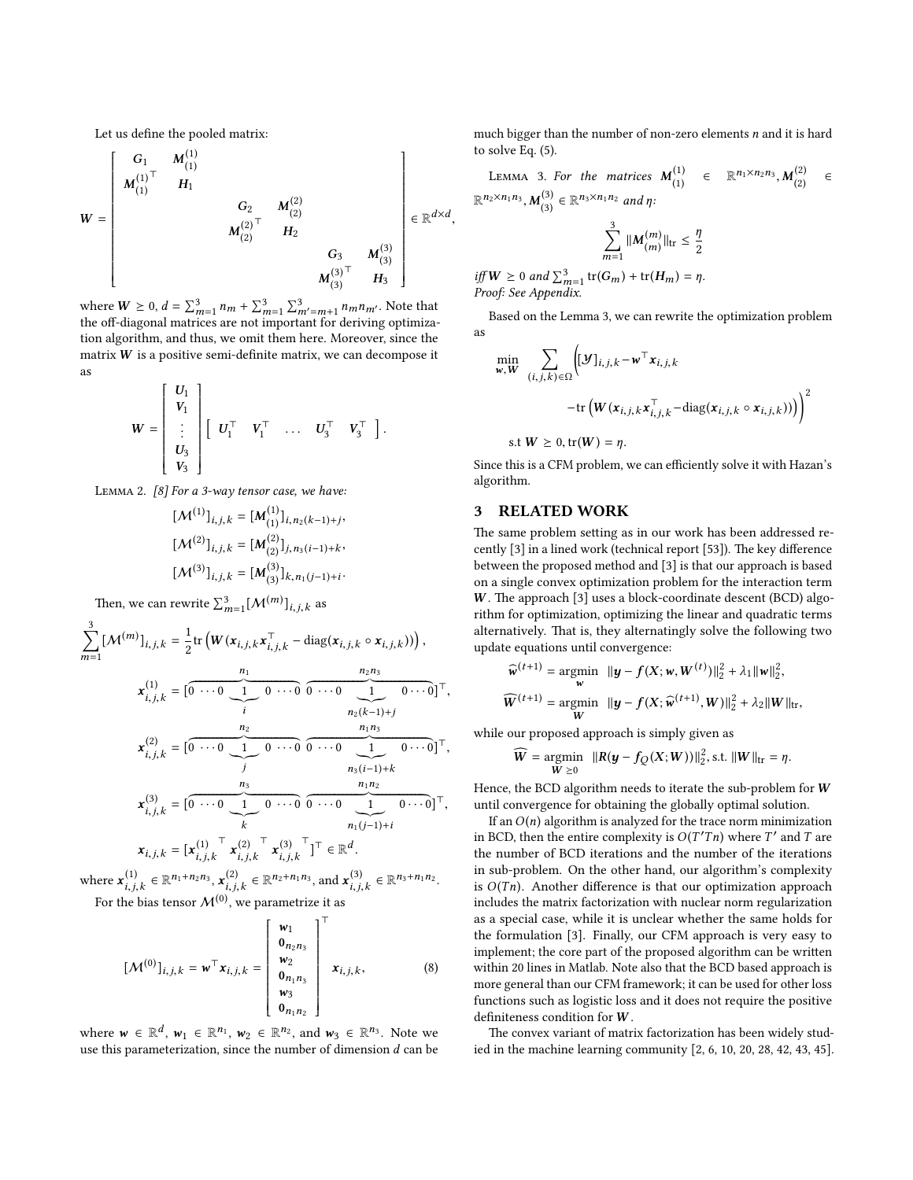Let us define the pooled matrix:

$$
\boldsymbol{W} = \begin{bmatrix} \boldsymbol{G}_1 & \boldsymbol{M}_{(1)}^{(1)} & & & & \\ \boldsymbol{M}_{(1)}^{(1)\top} & \boldsymbol{H}_1 & & & & \\ & & \boldsymbol{G}_2 & \boldsymbol{M}_{(2)}^{(2)} & & \\ & & \boldsymbol{M}_{(2)}^{(2)\top} & \boldsymbol{H}_2 & & \\ & & & & \boldsymbol{G}_3 & \boldsymbol{M}_{(3)}^{(3)} \\ & & & & \boldsymbol{M}_{(3)}^{(3)\top} & \boldsymbol{H}_3 \end{bmatrix} \in \mathbb{R}^{d \times d},
$$

where $\boldsymbol{W} \succeq 0$, $d = \sum_{m=1}^{3} n_m + \sum_{m=1}^{3}\sum_{m'=m+1}^{3} n_m n_{m'}$. Note that the off-diagonal matrices are not important for deriving optimization algorithm, and thus, we omit them here. Moreover, since the matrix $\boldsymbol{W}$ is a positive semi-definite matrix, we can decompose it as

$$
\boldsymbol{W} = \begin{bmatrix} \boldsymbol{U}_1 \\ \boldsymbol{V}_1 \\ \vdots \\ \boldsymbol{U}_3 \\ \boldsymbol{V}_3 \end{bmatrix} \begin{bmatrix} \boldsymbol{U}_1^\top & \boldsymbol{V}_1^\top & \ldots & \boldsymbol{U}_3^\top & \boldsymbol{V}_3^\top \end{bmatrix}.
$$

Lemma 2. *[8] For a 3-way tensor case, we have:*

$$
[\mathcal{M}^{(1)}]_{i,j,k} = [\boldsymbol{M}_{(1)}^{(1)}]_{i, n_2(k-1)+j},
$$
$$
[\mathcal{M}^{(2)}]_{i,j,k} = [\boldsymbol{M}_{(2)}^{(2)}]_{j, n_3(i-1)+k},
$$
$$
[\mathcal{M}^{(3)}]_{i,j,k} = [\boldsymbol{M}_{(3)}^{(3)}]_{k, n_1(j-1)+i}.
$$

Then, we can rewrite $\sum_{m=1}^{3}[\mathcal{M}^{(m)}]_{i,j,k}$ as

$$
\sum_{m=1}^{3}[\mathcal{M}^{(m)}]_{i,j,k} = \frac{1}{2}\mathrm{tr}\left(\boldsymbol{W}(\boldsymbol{x}_{i,j,k}\boldsymbol{x}_{i,j,k}^\top - \mathrm{diag}(\boldsymbol{x}_{i,j,k} \circ \boldsymbol{x}_{i,j,k}))\right),
$$

$$
\boldsymbol{x}_{i,j,k}^{(1)} = [\overbrace{0 \cdots 0 \underbrace{1}_{i} 0 \cdots 0}^{n_1} \overbrace{0 \cdots 0 \underbrace{1}_{n_2(k-1)+j} 0 \cdots 0}^{n_2 n_3}]^\top,
$$

$$
\boldsymbol{x}_{i,j,k}^{(2)} = [\overbrace{0 \cdots 0 \underbrace{1}_{j} 0 \cdots 0}^{n_2} \overbrace{0 \cdots 0 \underbrace{1}_{n_3(i-1)+k} 0 \cdots 0}^{n_1 n_3}]^\top,
$$

$$
\boldsymbol{x}_{i,j,k}^{(3)} = [\overbrace{0 \cdots 0 \underbrace{1}_{k} 0 \cdots 0}^{n_3} \overbrace{0 \cdots 0 \underbrace{1}_{n_1(j-1)+i} 0 \cdots 0}^{n_1 n_2}]^\top,
$$

$$
\boldsymbol{x}_{i,j,k} = [\boldsymbol{x}_{i,j,k}^{(1)\top} \; \boldsymbol{x}_{i,j,k}^{(2)\top} \; \boldsymbol{x}_{i,j,k}^{(3)\top}]^\top \in \mathbb{R}^d.
$$

where $\boldsymbol{x}_{i,j,k}^{(1)} \in \mathbb{R}^{n_1+n_2n_3}$, $\boldsymbol{x}_{i,j,k}^{(2)} \in \mathbb{R}^{n_2+n_1n_3}$, and $\boldsymbol{x}_{i,j,k}^{(3)} \in \mathbb{R}^{n_3+n_1n_2}$.

For the bias tensor $\mathcal{M}^{(0)}$, we parametrize it as

$$
[\mathcal{M}^{(0)}]_{i,j,k} = \boldsymbol{w}^\top \boldsymbol{x}_{i,j,k} = \begin{bmatrix} \boldsymbol{w}_1 \\ \boldsymbol{0}_{n_2n_3} \\ \boldsymbol{w}_2 \\ \boldsymbol{0}_{n_1n_3} \\ \boldsymbol{w}_3 \\ \boldsymbol{0}_{n_1n_2} \end{bmatrix}^\top \boldsymbol{x}_{i,j,k}, \tag{8}
$$

where $\boldsymbol{w} \in \mathbb{R}^d$, $\boldsymbol{w}_1 \in \mathbb{R}^{n_1}$, $\boldsymbol{w}_2 \in \mathbb{R}^{n_2}$, and $\boldsymbol{w}_3 \in \mathbb{R}^{n_3}$. Note we use this parameterization, since the number of dimension $d$ can be much bigger than the number of non-zero elements $n$ and it is hard to solve Eq. (5).

Lemma 3. *For the matrices $\boldsymbol{M}_{(1)}^{(1)} \in \mathbb{R}^{n_1 \times n_2 n_3}$, $\boldsymbol{M}_{(2)}^{(2)} \in \mathbb{R}^{n_2 \times n_1 n_3}$, $\boldsymbol{M}_{(3)}^{(3)} \in \mathbb{R}^{n_3 \times n_1 n_2}$ and $\eta$:*

$$
\sum_{m=1}^{3} \|\boldsymbol{M}_{(m)}^{(m)}\|_{\mathrm{tr}} \leq \frac{\eta}{2}
$$

*iff $\boldsymbol{W} \succeq 0$ and $\sum_{m=1}^{3}\mathrm{tr}(\boldsymbol{G}_m) + \mathrm{tr}(\boldsymbol{H}_m) = \eta$.*
*Proof: See Appendix.*

Based on the Lemma 3, we can rewrite the optimization problem as

$$
\min_{\boldsymbol{w}, \boldsymbol{W}} \sum_{(i,j,k)\in\Omega} \Big([\mathcal{Y}]_{i,j,k} - \boldsymbol{w}^\top \boldsymbol{x}_{i,j,k} - \mathrm{tr}\left(\boldsymbol{W}(\boldsymbol{x}_{i,j,k}\boldsymbol{x}_{i,j,k}^\top - \mathrm{diag}(\boldsymbol{x}_{i,j,k} \circ \boldsymbol{x}_{i,j,k}))\right)\Big)^2
$$
$$
\text{s.t } \boldsymbol{W} \succeq 0, \mathrm{tr}(\boldsymbol{W}) = \eta.
$$

Since this is a CFM problem, we can efficiently solve it with Hazan's algorithm.

## 3 RELATED WORK

The same problem setting as in our work has been addressed recently [3] in a lined work (technical report [53]). The key difference between the proposed method and [3] is that our approach is based on a single convex optimization problem for the interaction term $\boldsymbol{W}$. The approach [3] uses a block-coordinate descent (BCD) algorithm for optimization, optimizing the linear and quadratic terms alternatively. That is, they alternatingly solve the following two update equations until convergence:

$$
\widehat{\boldsymbol{w}}^{(t+1)} = \operatorname*{argmin}_{\boldsymbol{w}} \; \|\boldsymbol{y} - \boldsymbol{f}(X; \boldsymbol{w}, \boldsymbol{W}^{(t)})\|_2^2 + \lambda_1\|\boldsymbol{w}\|_2^2,
$$
$$
\widehat{\boldsymbol{W}}^{(t+1)} = \operatorname*{argmin}_{\boldsymbol{W}} \; \|\boldsymbol{y} - \boldsymbol{f}(X; \widehat{\boldsymbol{w}}^{(t+1)}, \boldsymbol{W})\|_2^2 + \lambda_2\|\boldsymbol{W}\|_{\mathrm{tr}},
$$

while our proposed approach is simply given as

$$
\widehat{\boldsymbol{W}} = \operatorname*{argmin}_{\boldsymbol{W} \succeq 0} \; \|\boldsymbol{R}(\boldsymbol{y} - \boldsymbol{f}_Q(X; \boldsymbol{W}))\|_2^2, \text{s.t. } \|\boldsymbol{W}\|_{\mathrm{tr}} = \eta.
$$

Hence, the BCD algorithm needs to iterate the sub-problem for $\boldsymbol{W}$ until convergence for obtaining the globally optimal solution.

If an $O(n)$ algorithm is analyzed for the trace norm minimization in BCD, then the entire complexity is $O(T'Tn)$ where $T'$ and $T$ are the number of BCD iterations and the number of the iterations in sub-problem. On the other hand, our algorithm's complexity is $O(Tn)$. Another difference is that our optimization approach includes the matrix factorization with nuclear norm regularization as a special case, while it is unclear whether the same holds for the formulation [3]. Finally, our CFM approach is very easy to implement; the core part of the proposed algorithm can be written within 20 lines in Matlab. Note also that the BCD based approach is more general than our CFM framework; it can be used for other loss functions such as logistic loss and it does not require the positive definiteness condition for $\boldsymbol{W}$.

The convex variant of matrix factorization has been widely studied in the machine learning community [2, 6, 10, 20, 28, 42, 43, 45].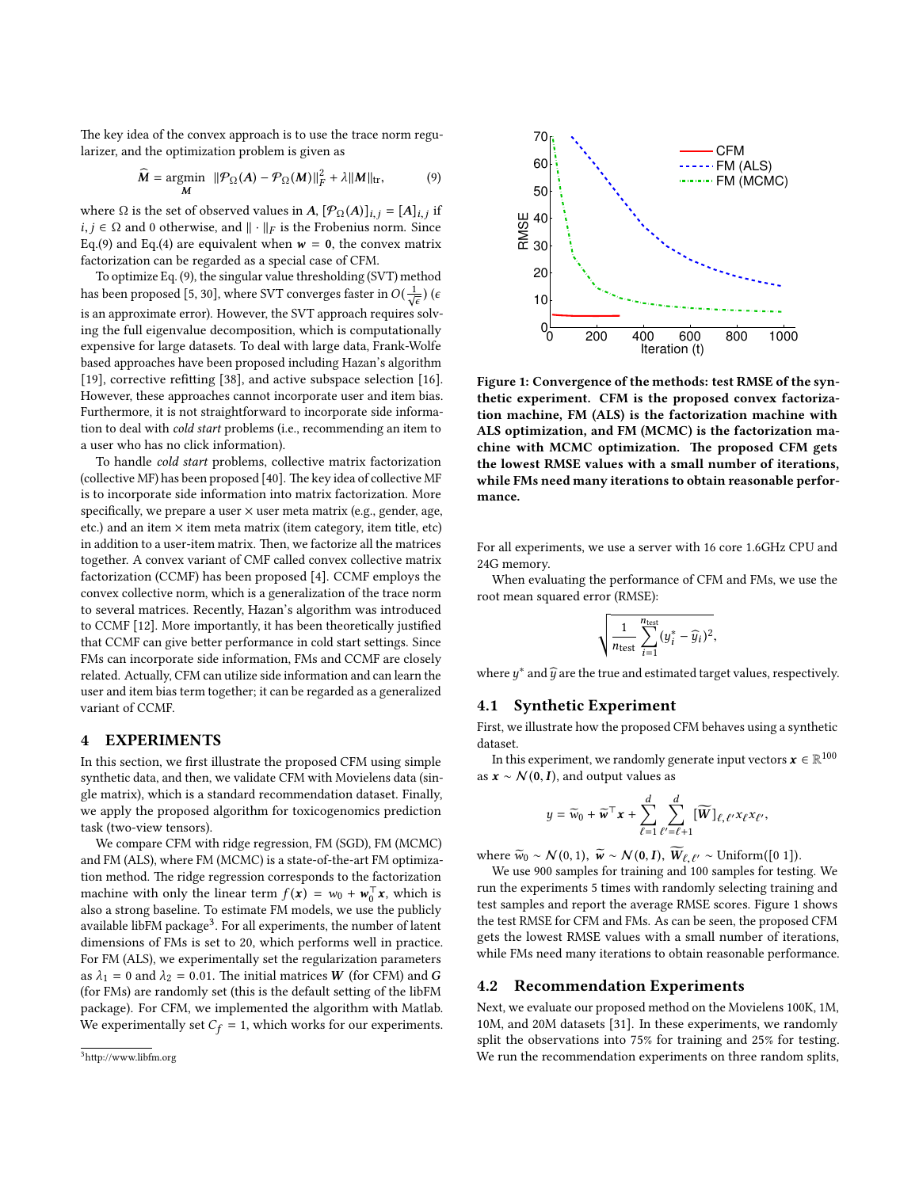The key idea of the convex approach is to use the trace norm regularizer, and the optimization problem is given as

$$\widehat{\boldsymbol{M}} = \underset{\boldsymbol{M}}{\operatorname{argmin}} \ \|\mathcal{P}_\Omega(\boldsymbol{A}) - \mathcal{P}_\Omega(\boldsymbol{M})\|_F^2 + \lambda \|\boldsymbol{M}\|_{\text{tr}}, \tag{9}$$

where $\Omega$ is the set of observed values in $\boldsymbol{A}$, $[\mathcal{P}_\Omega(\boldsymbol{A})]_{i,j} = [\boldsymbol{A}]_{i,j}$ if $i, j \in \Omega$ and 0 otherwise, and $\| \cdot \|_F$ is the Frobenius norm. Since Eq.(9) and Eq.(4) are equivalent when $\boldsymbol{w} = \boldsymbol{0}$, the convex matrix factorization can be regarded as a special case of CFM.

To optimize Eq. (9), the singular value thresholding (SVT) method has been proposed [5, 30], where SVT converges faster in $O(\frac{1}{\sqrt{\epsilon}})$ ($\epsilon$ is an approximate error). However, the SVT approach requires solving the full eigenvalue decomposition, which is computationally expensive for large datasets. To deal with large data, Frank-Wolfe based approaches have been proposed including Hazan's algorithm [19], corrective refitting [38], and active subspace selection [16]. However, these approaches cannot incorporate user and item bias. Furthermore, it is not straightforward to incorporate side information to deal with *cold start* problems (i.e., recommending an item to a user who has no click information).

To handle *cold start* problems, collective matrix factorization (collective MF) has been proposed [40]. The key idea of collective MF is to incorporate side information into matrix factorization. More specifically, we prepare a user × user meta matrix (e.g., gender, age, etc.) and an item × item meta matrix (item category, item title, etc) in addition to a user-item matrix. Then, we factorize all the matrices together. A convex variant of CMF called convex collective matrix factorization (CCMF) has been proposed [4]. CCMF employs the convex collective norm, which is a generalization of the trace norm to several matrices. Recently, Hazan's algorithm was introduced to CCMF [12]. More importantly, it has been theoretically justified that CCMF can give better performance in cold start settings. Since FMs can incorporate side information, FMs and CCMF are closely related. Actually, CFM can utilize side information and can learn the user and item bias term together; it can be regarded as a generalized variant of CCMF.

# 4 EXPERIMENTS

In this section, we first illustrate the proposed CFM using simple synthetic data, and then, we validate CFM with Movielens data (single matrix), which is a standard recommendation dataset. Finally, we apply the proposed algorithm for toxicogenomics prediction task (two-view tensors).

We compare CFM with ridge regression, FM (SGD), FM (MCMC) and FM (ALS), where FM (MCMC) is a state-of-the-art FM optimization method. The ridge regression corresponds to the factorization machine with only the linear term $f(\boldsymbol{x}) = w_0 + \boldsymbol{w}_0^\top \boldsymbol{x}$, which is also a strong baseline. To estimate FM models, we use the publicly available libFM package[3]. For all experiments, the number of latent dimensions of FMs is set to 20, which performs well in practice. For FM (ALS), we experimentally set the regularization parameters as $\lambda_1 = 0$ and $\lambda_2 = 0.01$. The initial matrices $\boldsymbol{W}$ (for CFM) and $\boldsymbol{G}$ (for FMs) are randomly set (this is the default setting of the libFM package). For CFM, we implemented the algorithm with Matlab. We experimentally set $C_f = 1$, which works for our experiments.

[3] http://www.libfm.org

**Figure 1: Convergence of the methods: test RMSE of the synthetic experiment. CFM is the proposed convex factorization machine, FM (ALS) is the factorization machine with ALS optimization, and FM (MCMC) is the factorization machine with MCMC optimization. The proposed CFM gets the lowest RMSE values with a small number of iterations, while FMs need many iterations to obtain reasonable performance.**

For all experiments, we use a server with 16 core 1.6GHz CPU and 24G memory.

When evaluating the performance of CFM and FMs, we use the root mean squared error (RMSE):

$$\sqrt{\frac{1}{n_{\text{test}}} \sum_{i=1}^{n_{\text{test}}} (y_i^* - \widehat{y}_i)^2},$$

where $y^*$ and $\widehat{y}$ are the true and estimated target values, respectively.

## 4.1 Synthetic Experiment

First, we illustrate how the proposed CFM behaves using a synthetic dataset.

In this experiment, we randomly generate input vectors $\boldsymbol{x} \in \mathbb{R}^{100}$ as $\boldsymbol{x} \sim \mathcal{N}(\boldsymbol{0}, \boldsymbol{I})$, and output values as

$$y = \widetilde{w}_0 + \widetilde{\boldsymbol{w}}^\top \boldsymbol{x} + \sum_{\ell=1}^{d} \sum_{\ell'=\ell+1}^{d} [\widetilde{\boldsymbol{W}}]_{\ell,\ell'} x_\ell x_{\ell'},$$

where $\widetilde{w}_0 \sim \mathcal{N}(0, 1)$, $\widetilde{\boldsymbol{w}} \sim \mathcal{N}(\boldsymbol{0}, \boldsymbol{I})$, $\widetilde{\boldsymbol{W}}_{\ell,\ell'} \sim \text{Uniform}([0\ 1])$.

We use 900 samples for training and 100 samples for testing. We run the experiments 5 times with randomly selecting training and test samples and report the average RMSE scores. Figure 1 shows the test RMSE for CFM and FMs. As can be seen, the proposed CFM gets the lowest RMSE values with a small number of iterations, while FMs need many iterations to obtain reasonable performance.

## 4.2 Recommendation Experiments

Next, we evaluate our proposed method on the Movielens 100K, 1M, 10M, and 20M datasets [31]. In these experiments, we randomly split the observations into 75% for training and 25% for testing. We run the recommendation experiments on three random splits,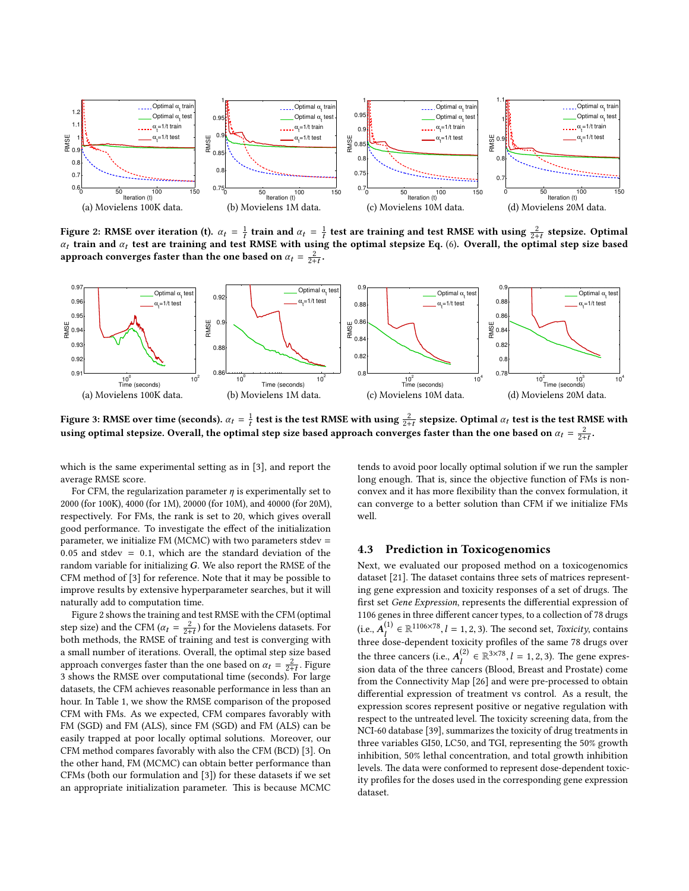(a) Movielens 100K data.

(b) Movielens 1M data.

(c) Movielens 10M data.

(d) Movielens 20M data.

**Figure 2: RMSE over iteration (t). $\alpha_t = \frac{1}{t}$ train and $\alpha_t = \frac{1}{t}$ test are training and test RMSE with using $\frac{2}{2+t}$ stepsize. Optimal $\alpha_t$ train and $\alpha_t$ test are training and test RMSE with using the optimal stepsize Eq. (6). Overall, the optimal step size based approach converges faster than the one based on $\alpha_t = \frac{2}{2+t}$.**

(a) Movielens 100K data.

(b) Movielens 1M data.

(c) Movielens 10M data.

(d) Movielens 20M data.

**Figure 3: RMSE over time (seconds). $\alpha_t = \frac{1}{t}$ test is the test RMSE with using $\frac{2}{2+t}$ stepsize. Optimal $\alpha_t$ test is the test RMSE with using optimal stepsize. Overall, the optimal step size based approach converges faster than the one based on $\alpha_t = \frac{2}{2+t}$.**

which is the same experimental setting as in [3], and report the average RMSE score.

For CFM, the regularization parameter $\eta$ is experimentally set to 2000 (for 100K), 4000 (for 1M), 20000 (for 10M), and 40000 (for 20M), respectively. For FMs, the rank is set to 20, which gives overall good performance. To investigate the effect of the initialization parameter, we initialize FM (MCMC) with two parameters stdev = 0.05 and stdev = 0.1, which are the standard deviation of the random variable for initializing $\boldsymbol{G}$. We also report the RMSE of the CFM method of [3] for reference. Note that it may be possible to improve results by extensive hyperparameter searches, but it will naturally add to computation time.

Figure 2 shows the training and test RMSE with the CFM (optimal step size) and the CFM ($\alpha_t = \frac{2}{2+t}$) for the Movielens datasets. For both methods, the RMSE of training and test is converging with a small number of iterations. Overall, the optimal step size based approach converges faster than the one based on $\alpha_t = \frac{2}{2+t}$. Figure 3 shows the RMSE over computational time (seconds). For large datasets, the CFM achieves reasonable performance in less than an hour. In Table 1, we show the RMSE comparison of the proposed CFM with FMs. As we expected, CFM compares favorably with FM (SGD) and FM (ALS), since FM (SGD) and FM (ALS) can be easily trapped at poor locally optimal solutions. Moreover, our CFM method compares favorably with also the CFM (BCD) [3]. On the other hand, FM (MCMC) can obtain better performance than CFMs (both our formulation and [3]) for these datasets if we set an appropriate initialization parameter. This is because MCMC tends to avoid poor locally optimal solution if we run the sampler long enough. That is, since the objective function of FMs is non-convex and it has more flexibility than the convex formulation, it can converge to a better solution than CFM if we initialize FMs well.

### 4.3 Prediction in Toxicogenomics

Next, we evaluated our proposed method on a toxicogenomics dataset [21]. The dataset contains three sets of matrices representing gene expression and toxicity responses of a set of drugs. The first set *Gene Expression*, represents the differential expression of 1106 genes in three different cancer types, to a collection of 78 drugs (i.e., $\boldsymbol{A}_l^{(1)} \in \mathbb{R}^{1106\times 78}, l = 1, 2, 3$). The second set, *Toxicity*, contains three dose-dependent toxicity profiles of the same 78 drugs over the three cancers (i.e., $\boldsymbol{A}_l^{(2)} \in \mathbb{R}^{3\times 78}, l = 1, 2, 3$). The gene expression data of the three cancers (Blood, Breast and Prostate) come from the Connectivity Map [26] and were pre-processed to obtain differential expression of treatment vs control. As a result, the expression scores represent positive or negative regulation with respect to the untreated level. The toxicity screening data, from the NCI-60 database [39], summarizes the toxicity of drug treatments in three variables GI50, LC50, and TGI, representing the 50% growth inhibition, 50% lethal concentration, and total growth inhibition levels. The data were conformed to represent dose-dependent toxicity profiles for the doses used in the corresponding gene expression dataset.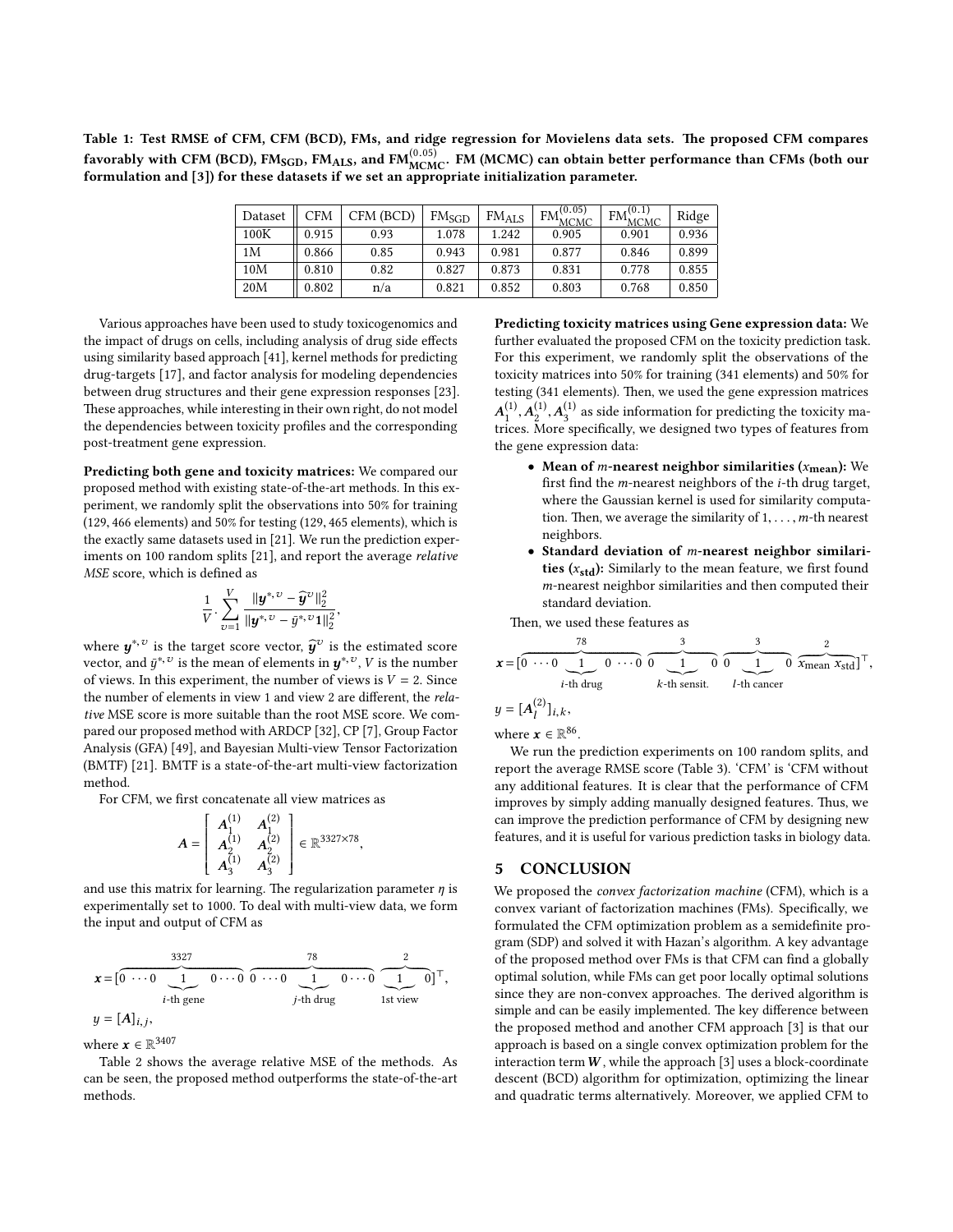**Table 1: Test RMSE of CFM, CFM (BCD), FMs, and ridge regression for Movielens data sets. The proposed CFM compares favorably with CFM (BCD), $\text{FM}_{\text{SGD}}$, $\text{FM}_{\text{ALS}}$, and $\text{FM}^{(0.05)}_{\text{MCMC}}$. FM (MCMC) can obtain better performance than CFMs (both our formulation and [3]) for these datasets if we set an appropriate initialization parameter.**

| Dataset | CFM | CFM (BCD) | $\text{FM}_{\text{SGD}}$ | $\text{FM}_{\text{ALS}}$ | $\text{FM}^{(0.05)}_{\text{MCMC}}$ | $\text{FM}^{(0.1)}_{\text{MCMC}}$ | Ridge |
|---|---|---|---|---|---|---|---|
| 100K | 0.915 | 0.93 | 1.078 | 1.242 | 0.905 | 0.901 | 0.936 |
| 1M | 0.866 | 0.85 | 0.943 | 0.981 | 0.877 | 0.846 | 0.899 |
| 10M | 0.810 | 0.82 | 0.827 | 0.873 | 0.831 | 0.778 | 0.855 |
| 20M | 0.802 | n/a | 0.821 | 0.852 | 0.803 | 0.768 | 0.850 |

Various approaches have been used to study toxicogenomics and the impact of drugs on cells, including analysis of drug side effects using similarity based approach [41], kernel methods for predicting drug-targets [17], and factor analysis for modeling dependencies between drug structures and their gene expression responses [23]. These approaches, while interesting in their own right, do not model the dependencies between toxicity profiles and the corresponding post-treatment gene expression.

**Predicting both gene and toxicity matrices:** We compared our proposed method with existing state-of-the-art methods. In this experiment, we randomly split the observations into 50% for training (129, 466 elements) and 50% for testing (129, 465 elements), which is the exactly same datasets used in [21]. We run the prediction experiments on 100 random splits [21], and report the average *relative MSE* score, which is defined as

$$\frac{1}{V} \cdot \sum_{v=1}^{V} \frac{\|\boldsymbol{y}^{*,v} - \widehat{\boldsymbol{y}}^{v}\|_2^2}{\|\boldsymbol{y}^{*,v} - \bar{y}^{*,v}\mathbf{1}\|_2^2},$$

where $\boldsymbol{y}^{*,v}$ is the target score vector, $\widehat{\boldsymbol{y}}^{v}$ is the estimated score vector, and $\bar{y}^{*,v}$ is the mean of elements in $\boldsymbol{y}^{*,v}$, $V$ is the number of views. In this experiment, the number of views is $V = 2$. Since the number of elements in view 1 and view 2 are different, the *relative* MSE score is more suitable than the root MSE score. We compared our proposed method with ARDCP [32], CP [7], Group Factor Analysis (GFA) [49], and Bayesian Multi-view Tensor Factorization (BMTF) [21]. BMTF is a state-of-the-art multi-view factorization method.

For CFM, we first concatenate all view matrices as

$$\boldsymbol{A} = \begin{bmatrix} \boldsymbol{A}_1^{(1)} & \boldsymbol{A}_1^{(2)} \\ \boldsymbol{A}_2^{(1)} & \boldsymbol{A}_2^{(2)} \\ \boldsymbol{A}_3^{(1)} & \boldsymbol{A}_3^{(2)} \end{bmatrix} \in \mathbb{R}^{3327 \times 78},$$

and use this matrix for learning. The regularization parameter $\eta$ is experimentally set to 1000. To deal with multi-view data, we form the input and output of CFM as

$$\boldsymbol{x} = [\overbrace{0 \cdots 0 \underbrace{1}_{i\text{-th gene}} 0 \cdots 0}^{3327} \overbrace{0 \cdots 0 \underbrace{1}_{j\text{-th drug}} 0 \cdots 0}^{78} \overbrace{\underbrace{1}_{\text{1st view}} 0}^{2}]^\top,$$

$$y = [\boldsymbol{A}]_{i,j},$$

where $\boldsymbol{x} \in \mathbb{R}^{3407}$

Table 2 shows the average relative MSE of the methods. As can be seen, the proposed method outperforms the state-of-the-art methods.

**Predicting toxicity matrices using Gene expression data:** We further evaluated the proposed CFM on the toxicity prediction task. For this experiment, we randomly split the observations of the toxicity matrices into 50% for training (341 elements) and 50% for testing (341 elements). Then, we used the gene expression matrices $\boldsymbol{A}_1^{(1)}, \boldsymbol{A}_2^{(1)}, \boldsymbol{A}_3^{(1)}$ as side information for predicting the toxicity matrices. More specifically, we designed two types of features from the gene expression data:

- **Mean of $m$-nearest neighbor similarities ($x_{\text{mean}}$):** We first find the $m$-nearest neighbors of the $i$-th drug target, where the Gaussian kernel is used for similarity computation. Then, we average the similarity of $1, \ldots, m$-th nearest neighbors.
- **Standard deviation of $m$-nearest neighbor similarities ($x_{\text{std}}$):** Similarly to the mean feature, we first found $m$-nearest neighbor similarities and then computed their standard deviation.

Then, we used these features as

$$\boldsymbol{x} = [\overbrace{0 \cdots 0 \underbrace{1}_{i\text{-th drug}} 0 \cdots 0}^{78} \overbrace{0 \underbrace{1}_{k\text{-th sensit.}} 0}^{3} \overbrace{0 \underbrace{1}_{l\text{-th cancer}} 0}^{3} \overbrace{x_{\text{mean}}\ x_{\text{std}}}^{2}]^\top,$$

$$y = [\boldsymbol{A}_l^{(2)}]_{i,k},$$

where $\boldsymbol{x} \in \mathbb{R}^{86}$.

We run the prediction experiments on 100 random splits, and report the average RMSE score (Table 3). 'CFM' is 'CFM without any additional features. It is clear that the performance of CFM improves by simply adding manually designed features. Thus, we can improve the prediction performance of CFM by designing new features, and it is useful for various prediction tasks in biology data.

## 5 CONCLUSION

We proposed the *convex factorization machine* (CFM), which is a convex variant of factorization machines (FMs). Specifically, we formulated the CFM optimization problem as a semidefinite program (SDP) and solved it with Hazan's algorithm. A key advantage of the proposed method over FMs is that CFM can find a globally optimal solution, while FMs can get poor locally optimal solutions since they are non-convex approaches. The derived algorithm is simple and can be easily implemented. The key difference between the proposed method and another CFM approach [3] is that our approach is based on a single convex optimization problem for the interaction term $\boldsymbol{W}$, while the approach [3] uses a block-coordinate descent (BCD) algorithm for optimization, optimizing the linear and quadratic terms alternatively. Moreover, we applied CFM to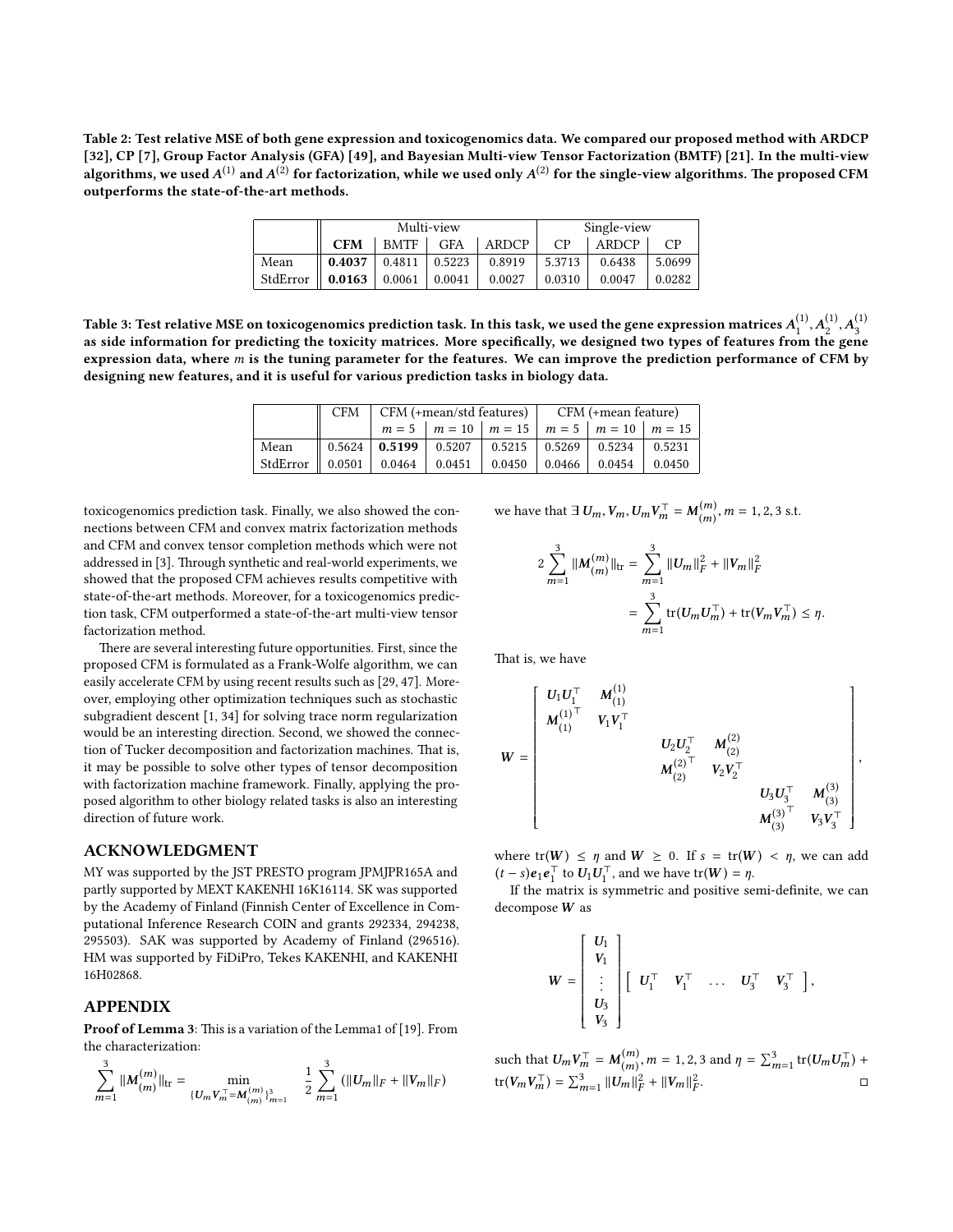**Table 2: Test relative MSE of both gene expression and toxicogenomics data. We compared our proposed method with ARDCP [32], CP [7], Group Factor Analysis (GFA) [49], and Bayesian Multi-view Tensor Factorization (BMTF) [21]. In the multi-view algorithms, we used $A^{(1)}$ and $A^{(2)}$ for factorization, while we used only $A^{(2)}$ for the single-view algorithms. The proposed CFM outperforms the state-of-the-art methods.**

| | Multi-view | | | | | Single-view | |
|---|---|---|---|---|---|---|---|
| | **CFM** | BMTF | GFA | ARDCP | CP | ARDCP | CP |
| Mean | **0.4037** | 0.4811 | 0.5223 | 0.8919 | 5.3713 | 0.6438 | 5.0699 |
| StdError | **0.0163** | 0.0061 | 0.0041 | 0.0027 | 0.0310 | 0.0047 | 0.0282 |

**Table 3: Test relative MSE on toxicogenomics prediction task. In this task, we used the gene expression matrices $A_1^{(1)}, A_2^{(1)}, A_3^{(1)}$ as side information for predicting the toxicity matrices. More specifically, we designed two types of features from the gene expression data, where $m$ is the tuning parameter for the features. We can improve the prediction performance of CFM by designing new features, and it is useful for various prediction tasks in biology data.**

| | CFM | CFM (+mean/std features) | | | CFM (+mean feature) | | |
|---|---|---|---|---|---|---|---|
| | | $m = 5$ | $m = 10$ | $m = 15$ | $m = 5$ | $m = 10$ | $m = 15$ |
| Mean | 0.5624 | **0.5199** | 0.5207 | 0.5215 | 0.5269 | 0.5234 | 0.5231 |
| StdError | 0.0501 | 0.0464 | 0.0451 | 0.0450 | 0.0466 | 0.0454 | 0.0450 |

toxicogenomics prediction task. Finally, we also showed the connections between CFM and convex matrix factorization methods and CFM and convex tensor completion methods which were not addressed in [3]. Through synthetic and real-world experiments, we showed that the proposed CFM achieves results competitive with state-of-the-art methods. Moreover, for a toxicogenomics prediction task, CFM outperformed a state-of-the-art multi-view tensor factorization method.

There are several interesting future opportunities. First, since the proposed CFM is formulated as a Frank-Wolfe algorithm, we can easily accelerate CFM by using recent results such as [29, 47]. Moreover, employing other optimization techniques such as stochastic subgradient descent [1, 34] for solving trace norm regularization would be an interesting direction. Second, we showed the connection of Tucker decomposition and factorization machines. That is, it may be possible to solve other types of tensor decomposition with factorization machine framework. Finally, applying the proposed algorithm to other biology related tasks is also an interesting direction of future work.

## ACKNOWLEDGMENT

MY was supported by the JST PRESTO program JPMJPR165A and partly supported by MEXT KAKENHI 16K16114. SK was supported by the Academy of Finland (Finnish Center of Excellence in Computational Inference Research COIN and grants 292334, 294238, 295503). SAK was supported by Academy of Finland (296516). HM was supported by FiDiPro, Tekes KAKENHI, and KAKENHI 16H02868.

## APPENDIX

**Proof of Lemma 3**: This is a variation of the Lemma1 of [19]. From the characterization:

$$\sum_{m=1}^{3} \|M_{(m)}^{(m)}\|_{\text{tr}} = \min_{\{U_m V_m^\top = M_{(m)}^{(m)}\}_{m=1}^3} \frac{1}{2} \sum_{m=1}^{3} (\|U_m\|_F + \|V_m\|_F)$$

we have that $\exists\, U_m, V_m, U_m V_m^\top = M_{(m)}^{(m)}, m = 1, 2, 3$ s.t.

$$2 \sum_{m=1}^{3} \|M_{(m)}^{(m)}\|_{\text{tr}} = \sum_{m=1}^{3} \|U_m\|_F^2 + \|V_m\|_F^2 = \sum_{m=1}^{3} \text{tr}(U_m U_m^\top) + \text{tr}(V_m V_m^\top) \leq \eta.$$

That is, we have

$$W = \begin{bmatrix} U_1 U_1^\top & M_{(1)}^{(1)} & & & & \\ M_{(1)}^{(1)\top} & V_1 V_1^\top & & & & \\ & & U_2 U_2^\top & M_{(2)}^{(2)} & & \\ & & M_{(2)}^{(2)\top} & V_2 V_2^\top & & \\ & & & & U_3 U_3^\top & M_{(3)}^{(3)} \\ & & & & M_{(3)}^{(3)\top} & V_3 V_3^\top \end{bmatrix},$$

where $\text{tr}(W) \leq \eta$ and $W \succeq 0$. If $s = \text{tr}(W) < \eta$, we can add $(t - s) e_1 e_1^\top$ to $U_1 U_1^\top$, and we have $\text{tr}(W) = \eta$.

If the matrix is symmetric and positive semi-definite, we can decompose $W$ as

$$W = \begin{bmatrix} U_1 \\ V_1 \\ \vdots \\ U_3 \\ V_3 \end{bmatrix} \begin{bmatrix} U_1^\top & V_1^\top & \ldots & U_3^\top & V_3^\top \end{bmatrix},$$

such that $U_m V_m^\top = M_{(m)}^{(m)}, m = 1, 2, 3$ and $\eta = \sum_{m=1}^{3} \text{tr}(U_m U_m^\top) + \text{tr}(V_m V_m^\top) = \sum_{m=1}^{3} \|U_m\|_F^2 + \|V_m\|_F^2$. $\square$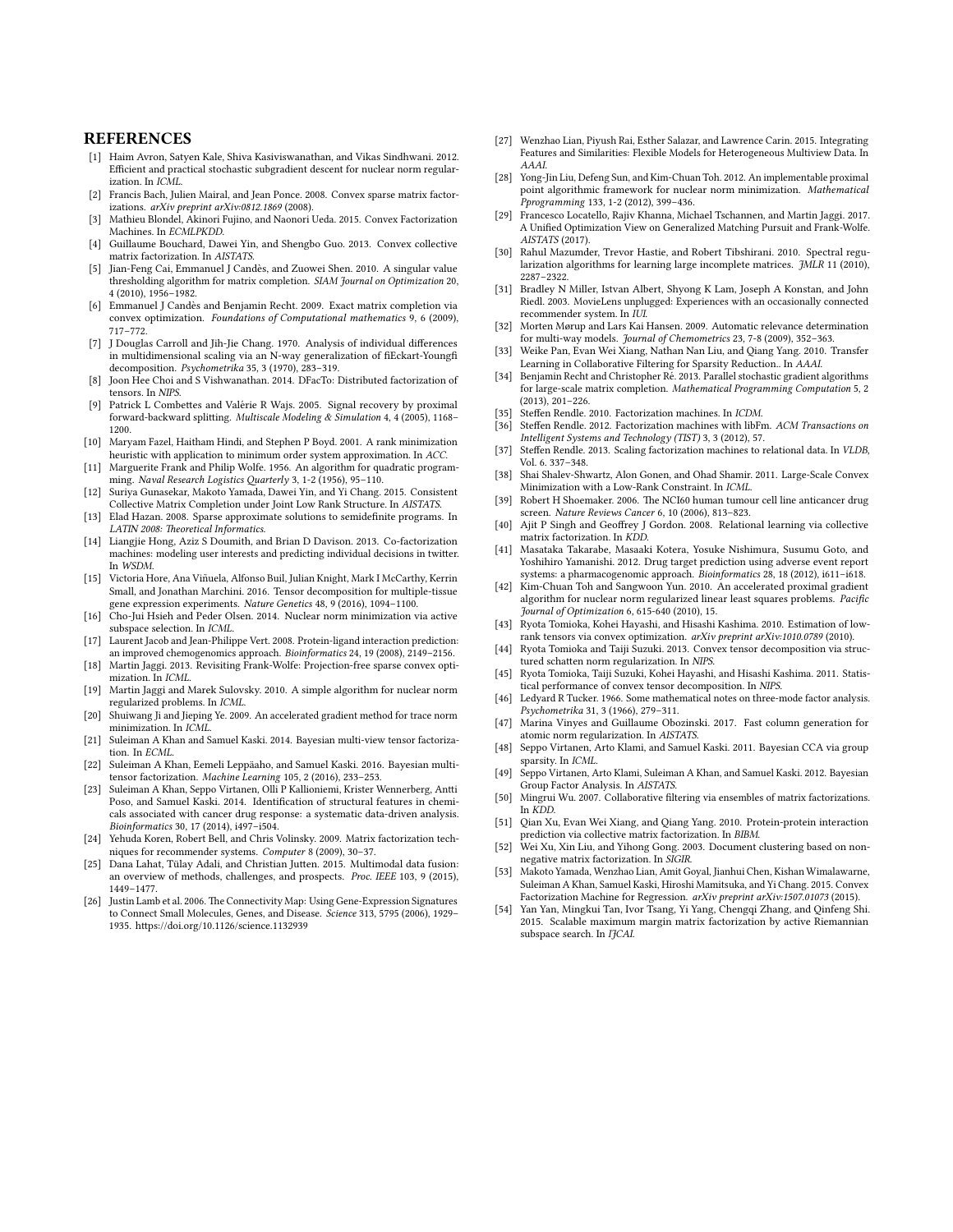# REFERENCES

[1] Haim Avron, Satyen Kale, Shiva Kasiviswanathan, and Vikas Sindhwani. 2012. Efficient and practical stochastic subgradient descent for nuclear norm regularization. In *ICML*.

[2] Francis Bach, Julien Mairal, and Jean Ponce. 2008. Convex sparse matrix factorizations. *arXiv preprint arXiv:0812.1869* (2008).

[3] Mathieu Blondel, Akinori Fujino, and Naonori Ueda. 2015. Convex Factorization Machines. In *ECMLPKDD*.

[4] Guillaume Bouchard, Dawei Yin, and Shengbo Guo. 2013. Convex collective matrix factorization. In *AISTATS*.

[5] Jian-Feng Cai, Emmanuel J Candès, and Zuowei Shen. 2010. A singular value thresholding algorithm for matrix completion. *SIAM Journal on Optimization* 20, 4 (2010), 1956–1982.

[6] Emmanuel J Candès and Benjamin Recht. 2009. Exact matrix completion via convex optimization. *Foundations of Computational mathematics* 9, 6 (2009), 717–772.

[7] J Douglas Carroll and Jih-Jie Chang. 1970. Analysis of individual differences in multidimensional scaling via an N-way generalization of fiEckart-Youngfi decomposition. *Psychometrika* 35, 3 (1970), 283–319.

[8] Joon Hee Choi and S Vishwanathan. 2014. DFacTo: Distributed factorization of tensors. In *NIPS*.

[9] Patrick L Combettes and Valérie R Wajs. 2005. Signal recovery by proximal forward-backward splitting. *Multiscale Modeling & Simulation* 4, 4 (2005), 1168–1200.

[10] Maryam Fazel, Haitham Hindi, and Stephen P Boyd. 2001. A rank minimization heuristic with application to minimum order system approximation. In *ACC*.

[11] Marguerite Frank and Philip Wolfe. 1956. An algorithm for quadratic programming. *Naval Research Logistics Quarterly* 3, 1-2 (1956), 95–110.

[12] Suriya Gunasekar, Makoto Yamada, Dawei Yin, and Yi Chang. 2015. Consistent Collective Matrix Completion under Joint Low Rank Structure. In *AISTATS*.

[13] Elad Hazan. 2008. Sparse approximate solutions to semidefinite programs. In *LATIN 2008: Theoretical Informatics*.

[14] Liangjie Hong, Aziz S Doumith, and Brian D Davison. 2013. Co-factorization machines: modeling user interests and predicting individual decisions in twitter. In *WSDM*.

[15] Victoria Hore, Ana Viñuela, Alfonso Buil, Julian Knight, Mark I McCarthy, Kerrin Small, and Jonathan Marchini. 2016. Tensor decomposition for multiple-tissue gene expression experiments. *Nature Genetics* 48, 9 (2016), 1094–1100.

[16] Cho-Jui Hsieh and Peder Olsen. 2014. Nuclear norm minimization via active subspace selection. In *ICML*.

[17] Laurent Jacob and Jean-Philippe Vert. 2008. Protein-ligand interaction prediction: an improved chemogenomics approach. *Bioinformatics* 24, 19 (2008), 2149–2156.

[18] Martin Jaggi. 2013. Revisiting Frank-Wolfe: Projection-free sparse convex optimization. In *ICML*.

[19] Martin Jaggi and Marek Sulovsky. 2010. A simple algorithm for nuclear norm regularized problems. In *ICML*.

[20] Shuiwang Ji and Jieping Ye. 2009. An accelerated gradient method for trace norm minimization. In *ICML*.

[21] Suleiman A Khan and Samuel Kaski. 2014. Bayesian multi-view tensor factorization. In *ECML*.

[22] Suleiman A Khan, Eemeli Leppäaho, and Samuel Kaski. 2016. Bayesian multi-tensor factorization. *Machine Learning* 105, 2 (2016), 233–253.

[23] Suleiman A Khan, Seppo Virtanen, Olli P Kallioniemi, Krister Wennerberg, Antti Poso, and Samuel Kaski. 2014. Identification of structural features in chemicals associated with cancer drug response: a systematic data-driven analysis. *Bioinformatics* 30, 17 (2014), i497–i504.

[24] Yehuda Koren, Robert Bell, and Chris Volinsky. 2009. Matrix factorization techniques for recommender systems. *Computer* 8 (2009), 30–37.

[25] Dana Lahat, Tülay Adali, and Christian Jutten. 2015. Multimodal data fusion: an overview of methods, challenges, and prospects. *Proc. IEEE* 103, 9 (2015), 1449–1477.

[26] Justin Lamb et al. 2006. The Connectivity Map: Using Gene-Expression Signatures to Connect Small Molecules, Genes, and Disease. *Science* 313, 5795 (2006), 1929–1935. https://doi.org/10.1126/science.1132939

[27] Wenzhao Lian, Piyush Rai, Esther Salazar, and Lawrence Carin. 2015. Integrating Features and Similarities: Flexible Models for Heterogeneous Multiview Data. In *AAAI*.

[28] Yong-Jin Liu, Defeng Sun, and Kim-Chuan Toh. 2012. An implementable proximal point algorithmic framework for nuclear norm minimization. *Mathematical Pprogramming* 133, 1-2 (2012), 399–436.

[29] Francesco Locatello, Rajiv Khanna, Michael Tschannen, and Martin Jaggi. 2017. A Unified Optimization View on Generalized Matching Pursuit and Frank-Wolfe. *AISTATS* (2017).

[30] Rahul Mazumder, Trevor Hastie, and Robert Tibshirani. 2010. Spectral regularization algorithms for learning large incomplete matrices. *JMLR* 11 (2010), 2287–2322.

[31] Bradley N Miller, Istvan Albert, Shyong K Lam, Joseph A Konstan, and John Riedl. 2003. MovieLens unplugged: Experiences with an occasionally connected recommender system. In *IUI*.

[32] Morten Mørup and Lars Kai Hansen. 2009. Automatic relevance determination for multi-way models. *Journal of Chemometrics* 23, 7-8 (2009), 352–363.

[33] Weike Pan, Evan Wei Xiang, Nathan Nan Liu, and Qiang Yang. 2010. Transfer Learning in Collaborative Filtering for Sparsity Reduction.. In *AAAI*.

[34] Benjamin Recht and Christopher Ré. 2013. Parallel stochastic gradient algorithms for large-scale matrix completion. *Mathematical Programming Computation* 5, 2 (2013), 201–226.

[35] Steffen Rendle. 2010. Factorization machines. In *ICDM*.

[36] Steffen Rendle. 2012. Factorization machines with libFm. *ACM Transactions on Intelligent Systems and Technology (TIST)* 3, 3 (2012), 57.

[37] Steffen Rendle. 2013. Scaling factorization machines to relational data. In *VLDB*, Vol. 6. 337–348.

[38] Shai Shalev-Shwartz, Alon Gonen, and Ohad Shamir. 2011. Large-Scale Convex Minimization with a Low-Rank Constraint. In *ICML*.

[39] Robert H Shoemaker. 2006. The NCI60 human tumour cell line anticancer drug screen. *Nature Reviews Cancer* 6, 10 (2006), 813–823.

[40] Ajit P Singh and Geoffrey J Gordon. 2008. Relational learning via collective matrix factorization. In *KDD*.

[41] Masataka Takarabe, Masaaki Kotera, Yosuke Nishimura, Susumu Goto, and Yoshihiro Yamanishi. 2012. Drug target prediction using adverse event report systems: a pharmacogenomic approach. *Bioinformatics* 28, 18 (2012), i611–i618.

[42] Kim-Chuan Toh and Sangwoon Yun. 2010. An accelerated proximal gradient algorithm for nuclear norm regularized linear least squares problems. *Pacific Journal of Optimization* 6, 615-640 (2010), 15.

[43] Ryota Tomioka, Kohei Hayashi, and Hisashi Kashima. 2010. Estimation of low-rank tensors via convex optimization. *arXiv preprint arXiv:1010.0789* (2010).

[44] Ryota Tomioka and Taiji Suzuki. 2013. Convex tensor decomposition via structured schatten norm regularization. In *NIPS*.

[45] Ryota Tomioka, Taiji Suzuki, Kohei Hayashi, and Hisashi Kashima. 2011. Statistical performance of convex tensor decomposition. In *NIPS*.

[46] Ledyard R Tucker. 1966. Some mathematical notes on three-mode factor analysis. *Psychometrika* 31, 3 (1966), 279–311.

[47] Marina Vinyes and Guillaume Obozinski. 2017. Fast column generation for atomic norm regularization. In *AISTATS*.

[48] Seppo Virtanen, Arto Klami, and Samuel Kaski. 2011. Bayesian CCA via group sparsity. In *ICML*.

[49] Seppo Virtanen, Arto Klami, Suleiman A Khan, and Samuel Kaski. 2012. Bayesian Group Factor Analysis. In *AISTATS*.

[50] Mingrui Wu. 2007. Collaborative filtering via ensembles of matrix factorizations. In *KDD*.

[51] Qian Xu, Evan Wei Xiang, and Qiang Yang. 2010. Protein-protein interaction prediction via collective matrix factorization. In *BIBM*.

[52] Wei Xu, Xin Liu, and Yihong Gong. 2003. Document clustering based on non-negative matrix factorization. In *SIGIR*.

[53] Makoto Yamada, Wenzhao Lian, Amit Goyal, Jianhui Chen, Kishan Wimalawarne, Suleiman A Khan, Samuel Kaski, Hiroshi Mamitsuka, and Yi Chang. 2015. Convex Factorization Machine for Regression. *arXiv preprint arXiv:1507.01073* (2015).

[54] Yan Yan, Mingkui Tan, Ivor Tsang, Yi Yang, Chengqi Zhang, and Qinfeng Shi. 2015. Scalable maximum margin matrix factorization by active Riemannian subspace search. In *IJCAI*.